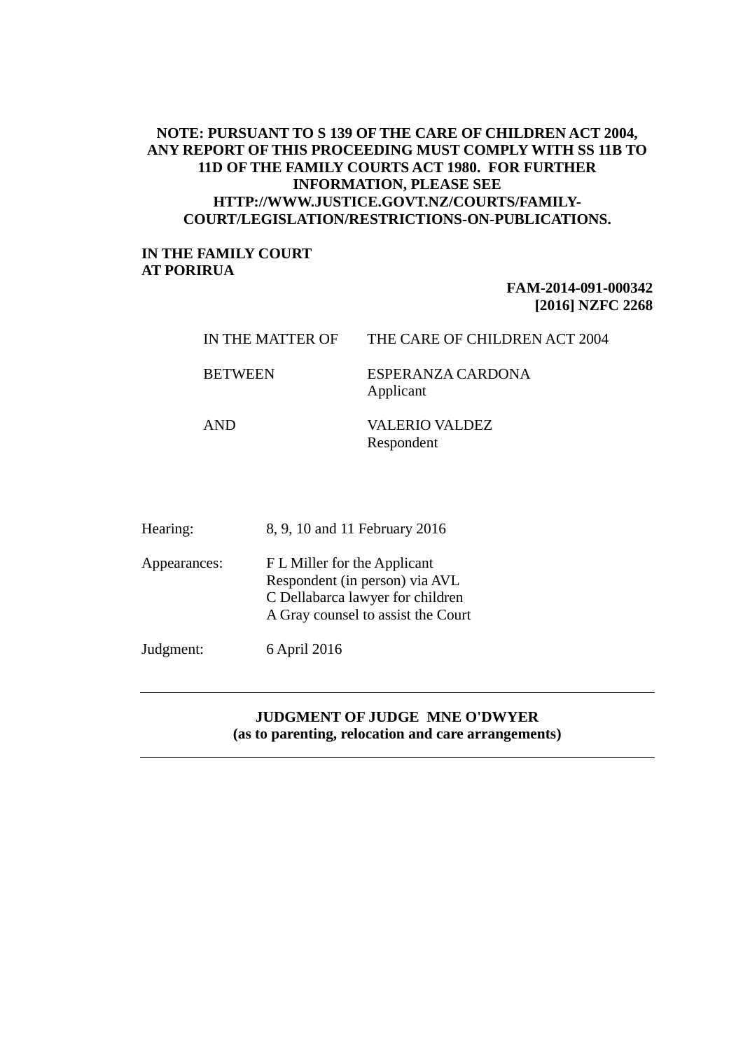**NOTE: PURSUANT TO S 139 OF THE CARE OF CHILDREN ACT 2004, ANY REPORT OF THIS PROCEEDING MUST COMPLY WITH SS 11B TO 11D OF THE FAMILY COURTS ACT 1980. FOR FURTHER INFORMATION, PLEASE SEE HTTP://WWW.JUSTICE.GOVT.NZ/COURTS/FAMILY-COURT/LEGISLATION/RESTRICTIONS-ON-PUBLICATIONS.**

**IN THE FAMILY COURT**
**AT PORIRUA**

**FAM-2014-091-000342**
**[2016] NZFC 2268**

| | |
|---|---|
| IN THE MATTER OF | THE CARE OF CHILDREN ACT 2004 |
| BETWEEN | ESPERANZA CARDONA<br>Applicant |
| AND | VALERIO VALDEZ<br>Respondent |

| | |
|---|---|
| Hearing: | 8, 9, 10 and 11 February 2016 |
| Appearances: | F L Miller for the Applicant<br>Respondent (in person) via AVL<br>C Dellabarca lawyer for children<br>A Gray counsel to assist the Court |
| Judgment: | 6 April 2016 |

---

**JUDGMENT OF JUDGE MNE O'DWYER**
**(as to parenting, relocation and care arrangements)**

---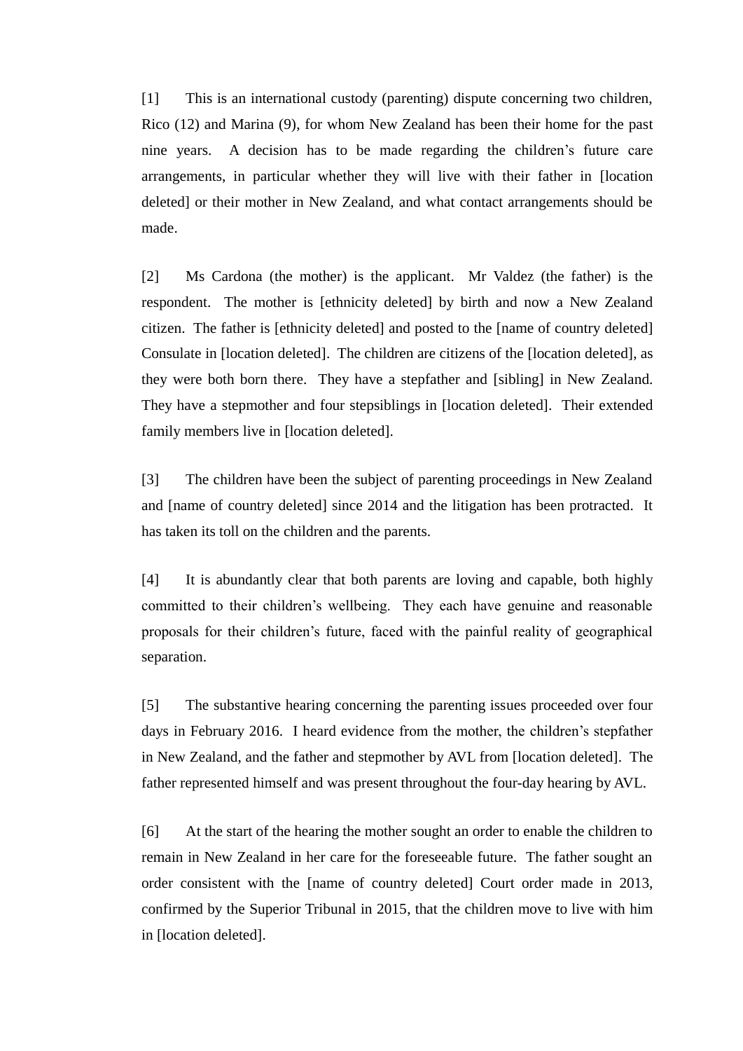[1] This is an international custody (parenting) dispute concerning two children, Rico (12) and Marina (9), for whom New Zealand has been their home for the past nine years. A decision has to be made regarding the children's future care arrangements, in particular whether they will live with their father in [location deleted] or their mother in New Zealand, and what contact arrangements should be made.

[2] Ms Cardona (the mother) is the applicant. Mr Valdez (the father) is the respondent. The mother is [ethnicity deleted] by birth and now a New Zealand citizen. The father is [ethnicity deleted] and posted to the [name of country deleted] Consulate in [location deleted]. The children are citizens of the [location deleted], as they were both born there. They have a stepfather and [sibling] in New Zealand. They have a stepmother and four stepsiblings in [location deleted]. Their extended family members live in [location deleted].

[3] The children have been the subject of parenting proceedings in New Zealand and [name of country deleted] since 2014 and the litigation has been protracted. It has taken its toll on the children and the parents.

[4] It is abundantly clear that both parents are loving and capable, both highly committed to their children's wellbeing. They each have genuine and reasonable proposals for their children's future, faced with the painful reality of geographical separation.

[5] The substantive hearing concerning the parenting issues proceeded over four days in February 2016. I heard evidence from the mother, the children's stepfather in New Zealand, and the father and stepmother by AVL from [location deleted]. The father represented himself and was present throughout the four-day hearing by AVL.

[6] At the start of the hearing the mother sought an order to enable the children to remain in New Zealand in her care for the foreseeable future. The father sought an order consistent with the [name of country deleted] Court order made in 2013, confirmed by the Superior Tribunal in 2015, that the children move to live with him in [location deleted].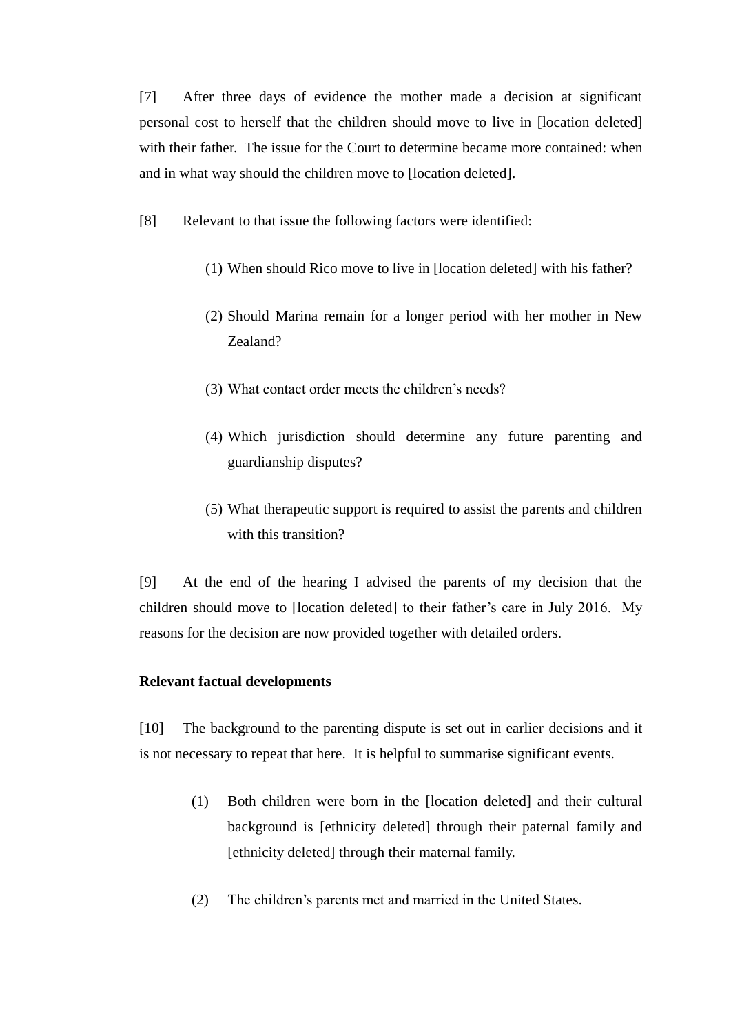[7] After three days of evidence the mother made a decision at significant personal cost to herself that the children should move to live in [location deleted] with their father. The issue for the Court to determine became more contained: when and in what way should the children move to [location deleted].

[8] Relevant to that issue the following factors were identified:

(1) When should Rico move to live in [location deleted] with his father?

(2) Should Marina remain for a longer period with her mother in New Zealand?

(3) What contact order meets the children's needs?

(4) Which jurisdiction should determine any future parenting and guardianship disputes?

(5) What therapeutic support is required to assist the parents and children with this transition?

[9] At the end of the hearing I advised the parents of my decision that the children should move to [location deleted] to their father's care in July 2016. My reasons for the decision are now provided together with detailed orders.

**Relevant factual developments**

[10] The background to the parenting dispute is set out in earlier decisions and it is not necessary to repeat that here. It is helpful to summarise significant events.

(1) Both children were born in the [location deleted] and their cultural background is [ethnicity deleted] through their paternal family and [ethnicity deleted] through their maternal family.

(2) The children's parents met and married in the United States.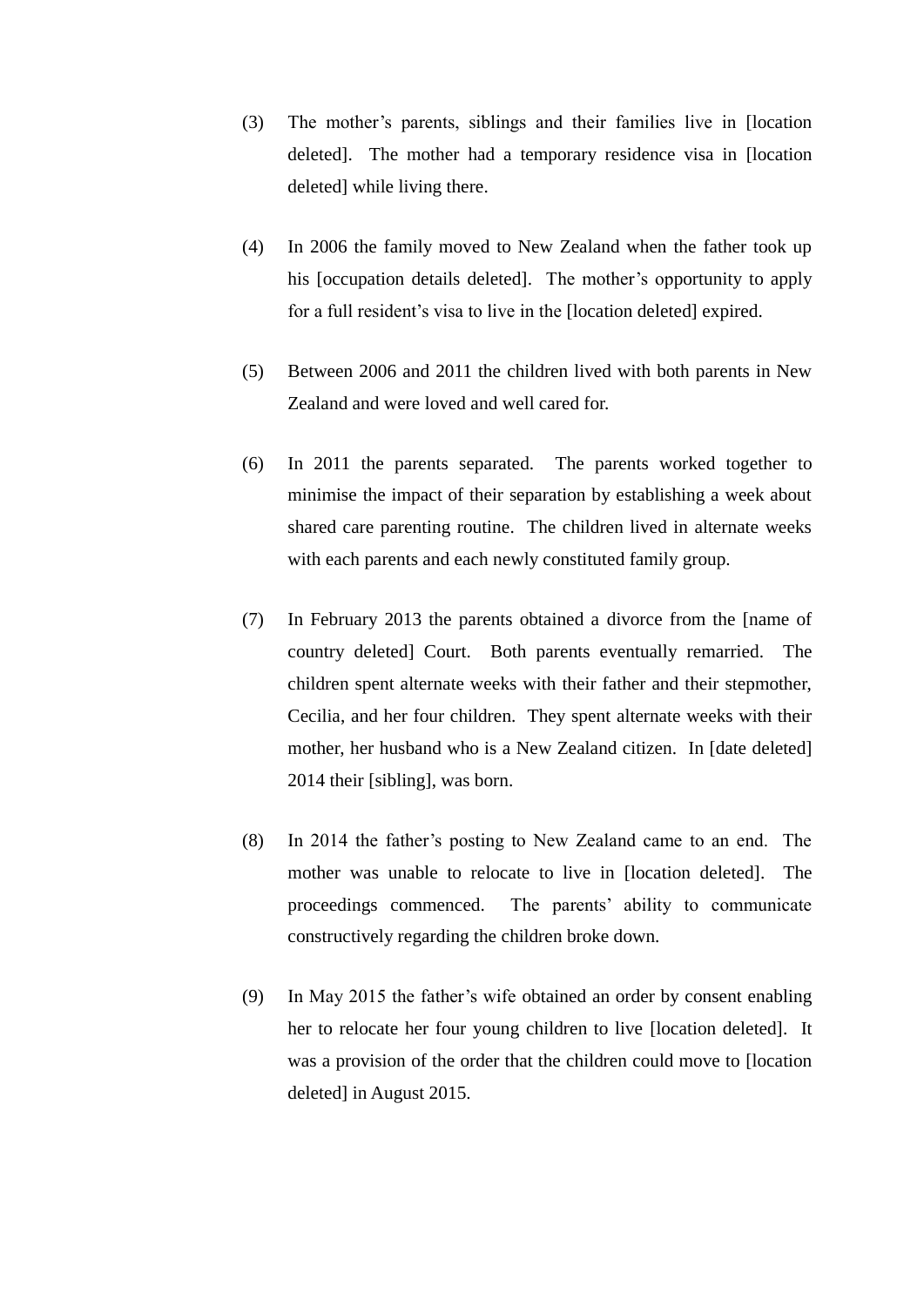(3) The mother's parents, siblings and their families live in [location deleted]. The mother had a temporary residence visa in [location deleted] while living there.

(4) In 2006 the family moved to New Zealand when the father took up his [occupation details deleted]. The mother's opportunity to apply for a full resident's visa to live in the [location deleted] expired.

(5) Between 2006 and 2011 the children lived with both parents in New Zealand and were loved and well cared for.

(6) In 2011 the parents separated. The parents worked together to minimise the impact of their separation by establishing a week about shared care parenting routine. The children lived in alternate weeks with each parents and each newly constituted family group.

(7) In February 2013 the parents obtained a divorce from the [name of country deleted] Court. Both parents eventually remarried. The children spent alternate weeks with their father and their stepmother, Cecilia, and her four children. They spent alternate weeks with their mother, her husband who is a New Zealand citizen. In [date deleted] 2014 their [sibling], was born.

(8) In 2014 the father's posting to New Zealand came to an end. The mother was unable to relocate to live in [location deleted]. The proceedings commenced. The parents' ability to communicate constructively regarding the children broke down.

(9) In May 2015 the father's wife obtained an order by consent enabling her to relocate her four young children to live [location deleted]. It was a provision of the order that the children could move to [location deleted] in August 2015.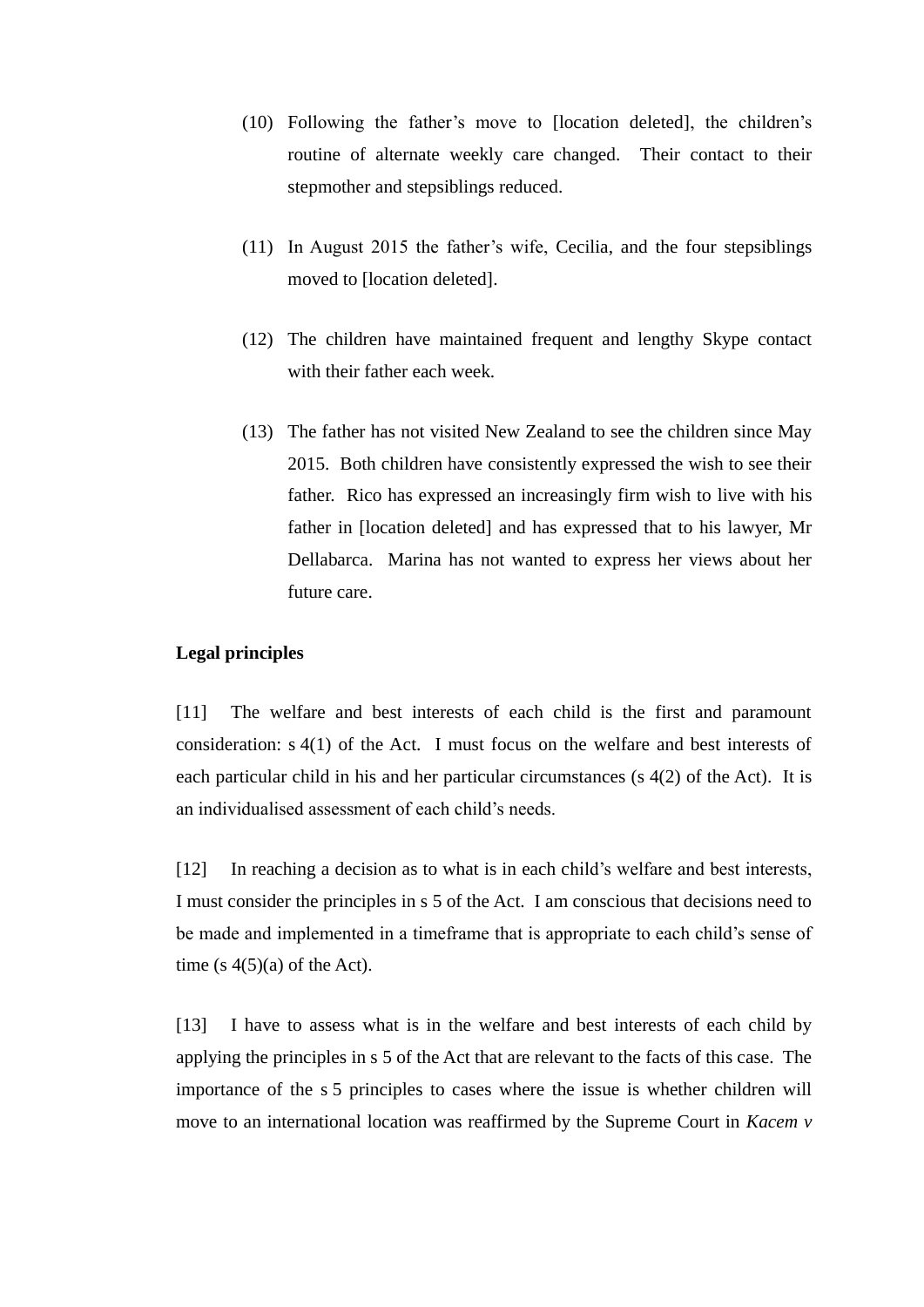(10) Following the father's move to [location deleted], the children's routine of alternate weekly care changed. Their contact to their stepmother and stepsiblings reduced.

(11) In August 2015 the father's wife, Cecilia, and the four stepsiblings moved to [location deleted].

(12) The children have maintained frequent and lengthy Skype contact with their father each week.

(13) The father has not visited New Zealand to see the children since May 2015. Both children have consistently expressed the wish to see their father. Rico has expressed an increasingly firm wish to live with his father in [location deleted] and has expressed that to his lawyer, Mr Dellabarca. Marina has not wanted to express her views about her future care.

**Legal principles**

[11] The welfare and best interests of each child is the first and paramount consideration: s 4(1) of the Act. I must focus on the welfare and best interests of each particular child in his and her particular circumstances (s 4(2) of the Act). It is an individualised assessment of each child's needs.

[12] In reaching a decision as to what is in each child's welfare and best interests, I must consider the principles in s 5 of the Act. I am conscious that decisions need to be made and implemented in a timeframe that is appropriate to each child's sense of time (s 4(5)(a) of the Act).

[13] I have to assess what is in the welfare and best interests of each child by applying the principles in s 5 of the Act that are relevant to the facts of this case. The importance of the s 5 principles to cases where the issue is whether children will move to an international location was reaffirmed by the Supreme Court in *Kacem v*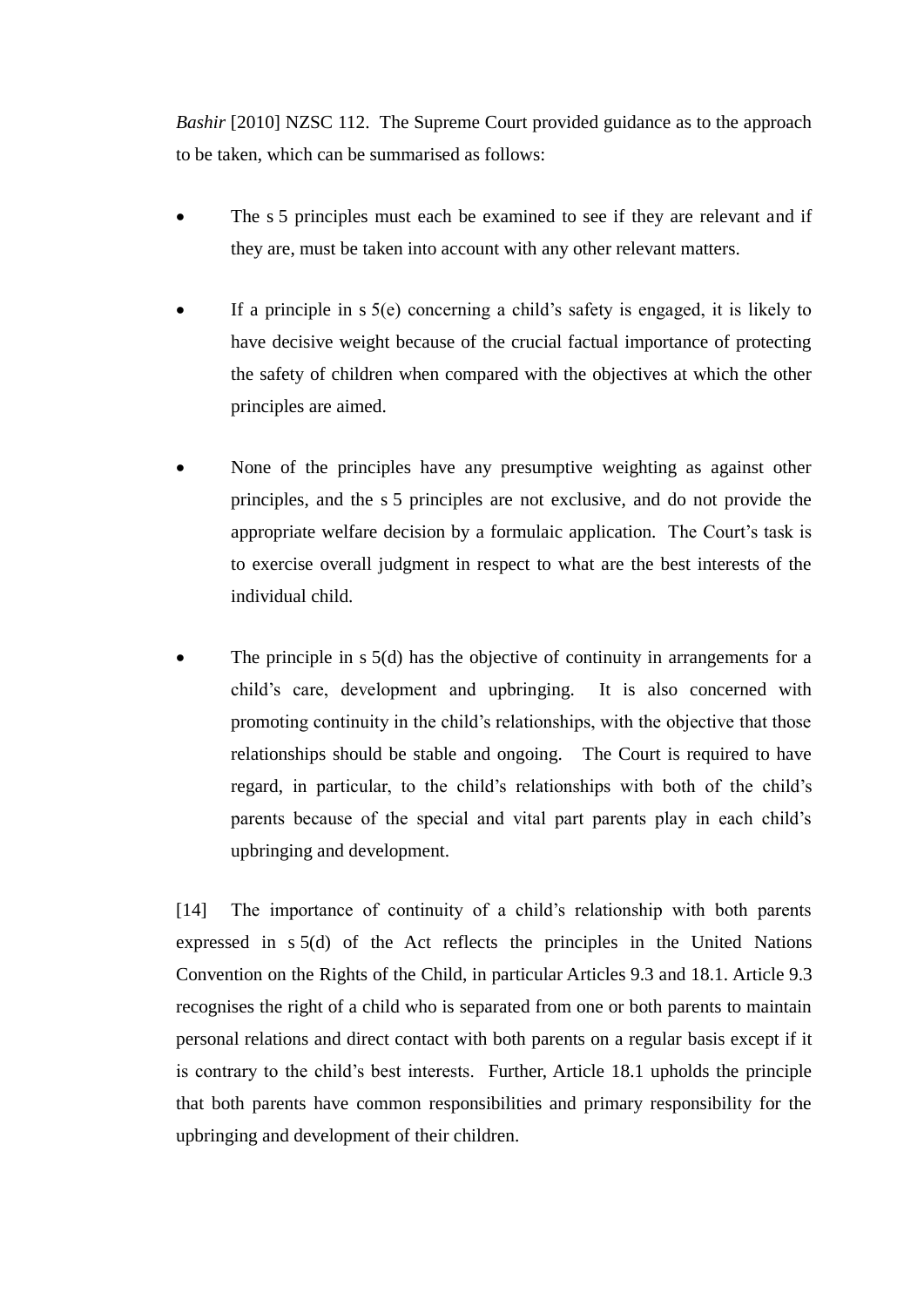*Bashir* [2010] NZSC 112. The Supreme Court provided guidance as to the approach to be taken, which can be summarised as follows:

- The s 5 principles must each be examined to see if they are relevant and if they are, must be taken into account with any other relevant matters.

- If a principle in s 5(e) concerning a child's safety is engaged, it is likely to have decisive weight because of the crucial factual importance of protecting the safety of children when compared with the objectives at which the other principles are aimed.

- None of the principles have any presumptive weighting as against other principles, and the s 5 principles are not exclusive, and do not provide the appropriate welfare decision by a formulaic application. The Court's task is to exercise overall judgment in respect to what are the best interests of the individual child.

- The principle in s 5(d) has the objective of continuity in arrangements for a child's care, development and upbringing. It is also concerned with promoting continuity in the child's relationships, with the objective that those relationships should be stable and ongoing. The Court is required to have regard, in particular, to the child's relationships with both of the child's parents because of the special and vital part parents play in each child's upbringing and development.

[14] The importance of continuity of a child's relationship with both parents expressed in s 5(d) of the Act reflects the principles in the United Nations Convention on the Rights of the Child, in particular Articles 9.3 and 18.1. Article 9.3 recognises the right of a child who is separated from one or both parents to maintain personal relations and direct contact with both parents on a regular basis except if it is contrary to the child's best interests. Further, Article 18.1 upholds the principle that both parents have common responsibilities and primary responsibility for the upbringing and development of their children.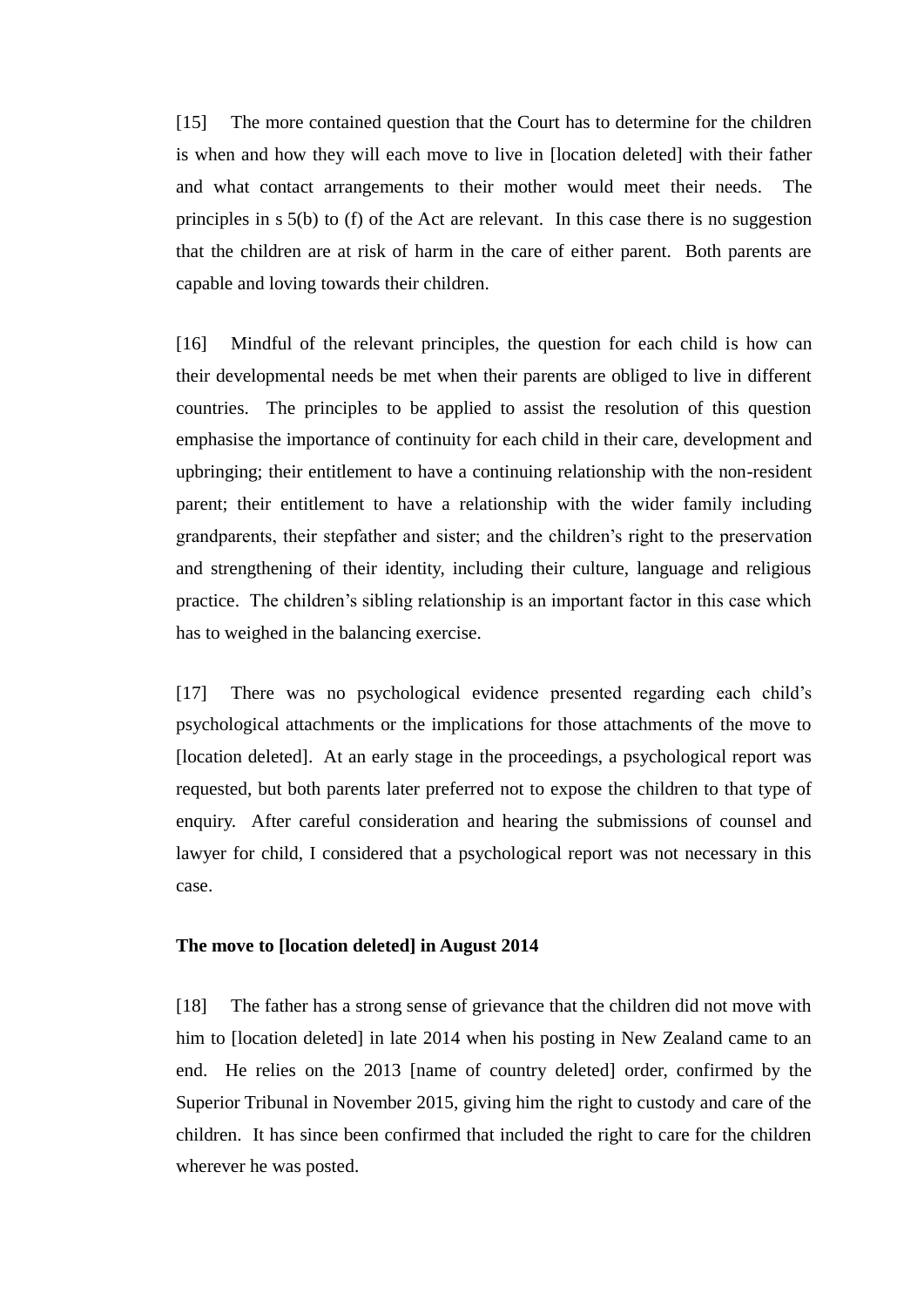[15] The more contained question that the Court has to determine for the children is when and how they will each move to live in [location deleted] with their father and what contact arrangements to their mother would meet their needs. The principles in s 5(b) to (f) of the Act are relevant. In this case there is no suggestion that the children are at risk of harm in the care of either parent. Both parents are capable and loving towards their children.

[16] Mindful of the relevant principles, the question for each child is how can their developmental needs be met when their parents are obliged to live in different countries. The principles to be applied to assist the resolution of this question emphasise the importance of continuity for each child in their care, development and upbringing; their entitlement to have a continuing relationship with the non-resident parent; their entitlement to have a relationship with the wider family including grandparents, their stepfather and sister; and the children's right to the preservation and strengthening of their identity, including their culture, language and religious practice. The children's sibling relationship is an important factor in this case which has to weighed in the balancing exercise.

[17] There was no psychological evidence presented regarding each child's psychological attachments or the implications for those attachments of the move to [location deleted]. At an early stage in the proceedings, a psychological report was requested, but both parents later preferred not to expose the children to that type of enquiry. After careful consideration and hearing the submissions of counsel and lawyer for child, I considered that a psychological report was not necessary in this case.

**The move to [location deleted] in August 2014**

[18] The father has a strong sense of grievance that the children did not move with him to [location deleted] in late 2014 when his posting in New Zealand came to an end. He relies on the 2013 [name of country deleted] order, confirmed by the Superior Tribunal in November 2015, giving him the right to custody and care of the children. It has since been confirmed that included the right to care for the children wherever he was posted.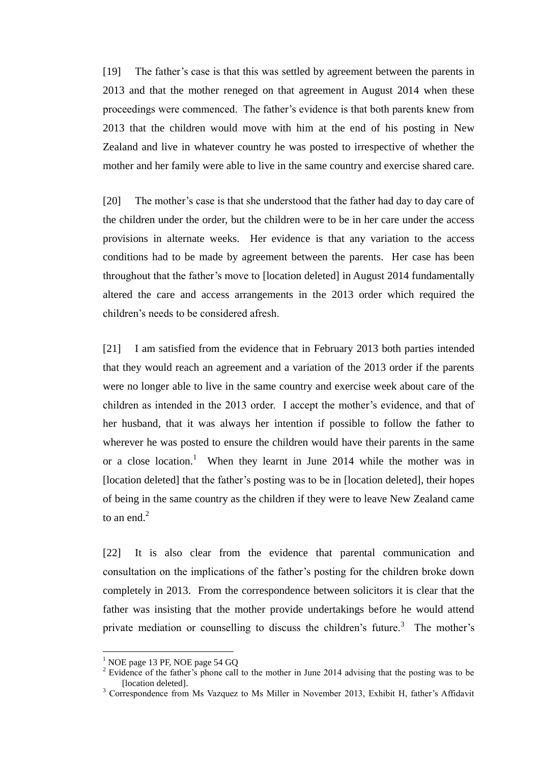[19] The father's case is that this was settled by agreement between the parents in 2013 and that the mother reneged on that agreement in August 2014 when these proceedings were commenced. The father's evidence is that both parents knew from 2013 that the children would move with him at the end of his posting in New Zealand and live in whatever country he was posted to irrespective of whether the mother and her family were able to live in the same country and exercise shared care.

[20] The mother's case is that she understood that the father had day to day care of the children under the order, but the children were to be in her care under the access provisions in alternate weeks. Her evidence is that any variation to the access conditions had to be made by agreement between the parents. Her case has been throughout that the father's move to [location deleted] in August 2014 fundamentally altered the care and access arrangements in the 2013 order which required the children's needs to be considered afresh.

[21] I am satisfied from the evidence that in February 2013 both parties intended that they would reach an agreement and a variation of the 2013 order if the parents were no longer able to live in the same country and exercise week about care of the children as intended in the 2013 order. I accept the mother's evidence, and that of her husband, that it was always her intention if possible to follow the father to wherever he was posted to ensure the children would have their parents in the same or a close location.[1] When they learnt in June 2014 while the mother was in [location deleted] that the father's posting was to be in [location deleted], their hopes of being in the same country as the children if they were to leave New Zealand came to an end.[2]

[22] It is also clear from the evidence that parental communication and consultation on the implications of the father's posting for the children broke down completely in 2013. From the correspondence between solicitors it is clear that the father was insisting that the mother provide undertakings before he would attend private mediation or counselling to discuss the children's future.[3] The mother's

---

[1] NOE page 13 PF, NOE page 54 GQ

[2] Evidence of the father's phone call to the mother in June 2014 advising that the posting was to be [location deleted].

[3] Correspondence from Ms Vazquez to Ms Miller in November 2013, Exhibit H, father's Affidavit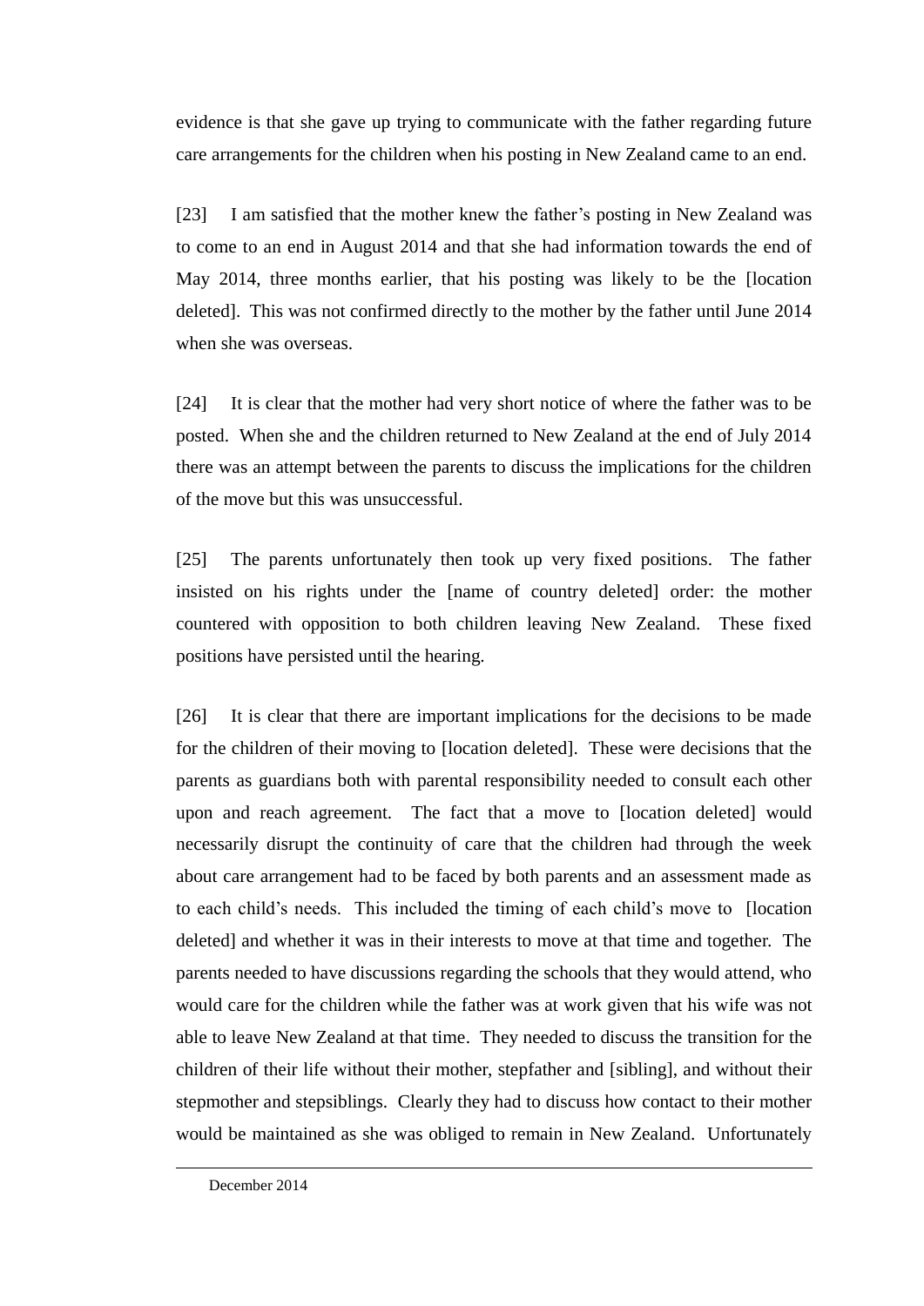evidence is that she gave up trying to communicate with the father regarding future care arrangements for the children when his posting in New Zealand came to an end.

[23] I am satisfied that the mother knew the father's posting in New Zealand was to come to an end in August 2014 and that she had information towards the end of May 2014, three months earlier, that his posting was likely to be the [location deleted]. This was not confirmed directly to the mother by the father until June 2014 when she was overseas.

[24] It is clear that the mother had very short notice of where the father was to be posted. When she and the children returned to New Zealand at the end of July 2014 there was an attempt between the parents to discuss the implications for the children of the move but this was unsuccessful.

[25] The parents unfortunately then took up very fixed positions. The father insisted on his rights under the [name of country deleted] order: the mother countered with opposition to both children leaving New Zealand. These fixed positions have persisted until the hearing.

[26] It is clear that there are important implications for the decisions to be made for the children of their moving to [location deleted]. These were decisions that the parents as guardians both with parental responsibility needed to consult each other upon and reach agreement. The fact that a move to [location deleted] would necessarily disrupt the continuity of care that the children had through the week about care arrangement had to be faced by both parents and an assessment made as to each child's needs. This included the timing of each child's move to [location deleted] and whether it was in their interests to move at that time and together. The parents needed to have discussions regarding the schools that they would attend, who would care for the children while the father was at work given that his wife was not able to leave New Zealand at that time. They needed to discuss the transition for the children of their life without their mother, stepfather and [sibling], and without their stepmother and stepsiblings. Clearly they had to discuss how contact to their mother would be maintained as she was obliged to remain in New Zealand. Unfortunately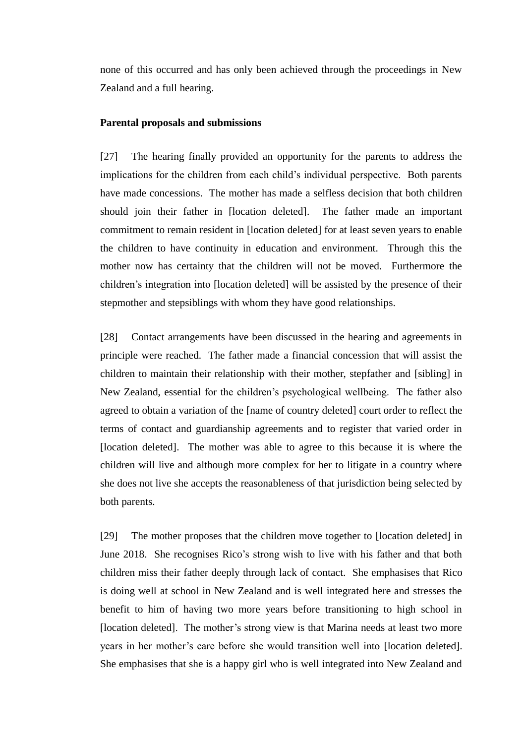none of this occurred and has only been achieved through the proceedings in New Zealand and a full hearing.

**Parental proposals and submissions**

[27] The hearing finally provided an opportunity for the parents to address the implications for the children from each child's individual perspective. Both parents have made concessions. The mother has made a selfless decision that both children should join their father in [location deleted]. The father made an important commitment to remain resident in [location deleted] for at least seven years to enable the children to have continuity in education and environment. Through this the mother now has certainty that the children will not be moved. Furthermore the children's integration into [location deleted] will be assisted by the presence of their stepmother and stepsiblings with whom they have good relationships.

[28] Contact arrangements have been discussed in the hearing and agreements in principle were reached. The father made a financial concession that will assist the children to maintain their relationship with their mother, stepfather and [sibling] in New Zealand, essential for the children's psychological wellbeing. The father also agreed to obtain a variation of the [name of country deleted] court order to reflect the terms of contact and guardianship agreements and to register that varied order in [location deleted]. The mother was able to agree to this because it is where the children will live and although more complex for her to litigate in a country where she does not live she accepts the reasonableness of that jurisdiction being selected by both parents.

[29] The mother proposes that the children move together to [location deleted] in June 2018. She recognises Rico's strong wish to live with his father and that both children miss their father deeply through lack of contact. She emphasises that Rico is doing well at school in New Zealand and is well integrated here and stresses the benefit to him of having two more years before transitioning to high school in [location deleted]. The mother's strong view is that Marina needs at least two more years in her mother's care before she would transition well into [location deleted]. She emphasises that she is a happy girl who is well integrated into New Zealand and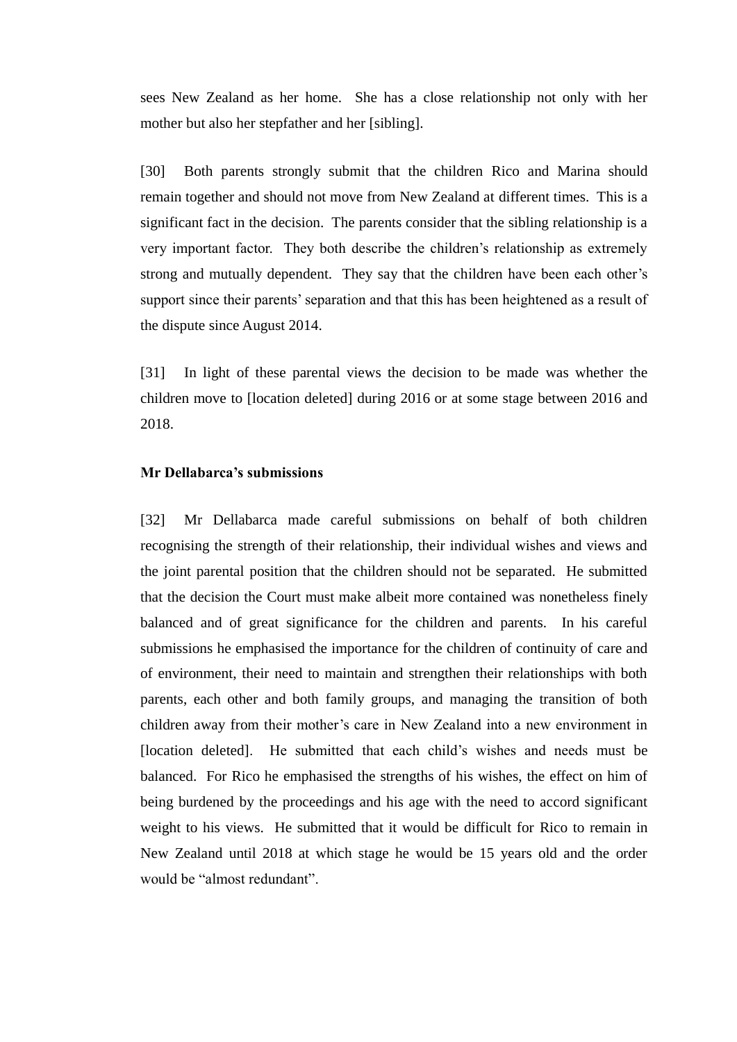sees New Zealand as her home. She has a close relationship not only with her mother but also her stepfather and her [sibling].

[30] Both parents strongly submit that the children Rico and Marina should remain together and should not move from New Zealand at different times. This is a significant fact in the decision. The parents consider that the sibling relationship is a very important factor. They both describe the children's relationship as extremely strong and mutually dependent. They say that the children have been each other's support since their parents' separation and that this has been heightened as a result of the dispute since August 2014.

[31] In light of these parental views the decision to be made was whether the children move to [location deleted] during 2016 or at some stage between 2016 and 2018.

**Mr Dellabarca's submissions**

[32] Mr Dellabarca made careful submissions on behalf of both children recognising the strength of their relationship, their individual wishes and views and the joint parental position that the children should not be separated. He submitted that the decision the Court must make albeit more contained was nonetheless finely balanced and of great significance for the children and parents. In his careful submissions he emphasised the importance for the children of continuity of care and of environment, their need to maintain and strengthen their relationships with both parents, each other and both family groups, and managing the transition of both children away from their mother's care in New Zealand into a new environment in [location deleted]. He submitted that each child's wishes and needs must be balanced. For Rico he emphasised the strengths of his wishes, the effect on him of being burdened by the proceedings and his age with the need to accord significant weight to his views. He submitted that it would be difficult for Rico to remain in New Zealand until 2018 at which stage he would be 15 years old and the order would be "almost redundant".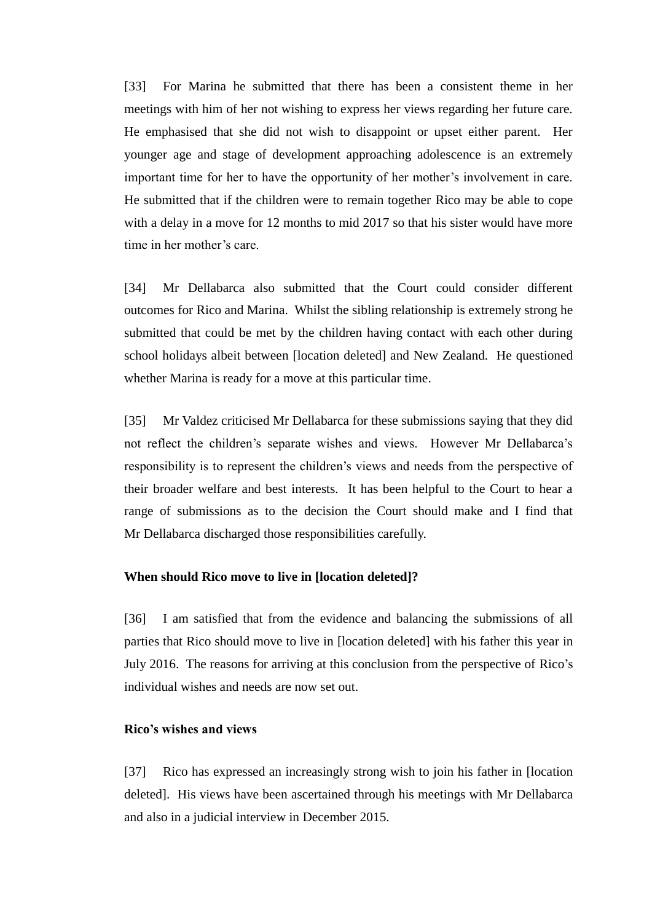[33] For Marina he submitted that there has been a consistent theme in her meetings with him of her not wishing to express her views regarding her future care. He emphasised that she did not wish to disappoint or upset either parent. Her younger age and stage of development approaching adolescence is an extremely important time for her to have the opportunity of her mother's involvement in care. He submitted that if the children were to remain together Rico may be able to cope with a delay in a move for 12 months to mid 2017 so that his sister would have more time in her mother's care.

[34] Mr Dellabarca also submitted that the Court could consider different outcomes for Rico and Marina. Whilst the sibling relationship is extremely strong he submitted that could be met by the children having contact with each other during school holidays albeit between [location deleted] and New Zealand. He questioned whether Marina is ready for a move at this particular time.

[35] Mr Valdez criticised Mr Dellabarca for these submissions saying that they did not reflect the children's separate wishes and views. However Mr Dellabarca's responsibility is to represent the children's views and needs from the perspective of their broader welfare and best interests. It has been helpful to the Court to hear a range of submissions as to the decision the Court should make and I find that Mr Dellabarca discharged those responsibilities carefully.

**When should Rico move to live in [location deleted]?**

[36] I am satisfied that from the evidence and balancing the submissions of all parties that Rico should move to live in [location deleted] with his father this year in July 2016. The reasons for arriving at this conclusion from the perspective of Rico's individual wishes and needs are now set out.

**Rico's wishes and views**

[37] Rico has expressed an increasingly strong wish to join his father in [location deleted]. His views have been ascertained through his meetings with Mr Dellabarca and also in a judicial interview in December 2015.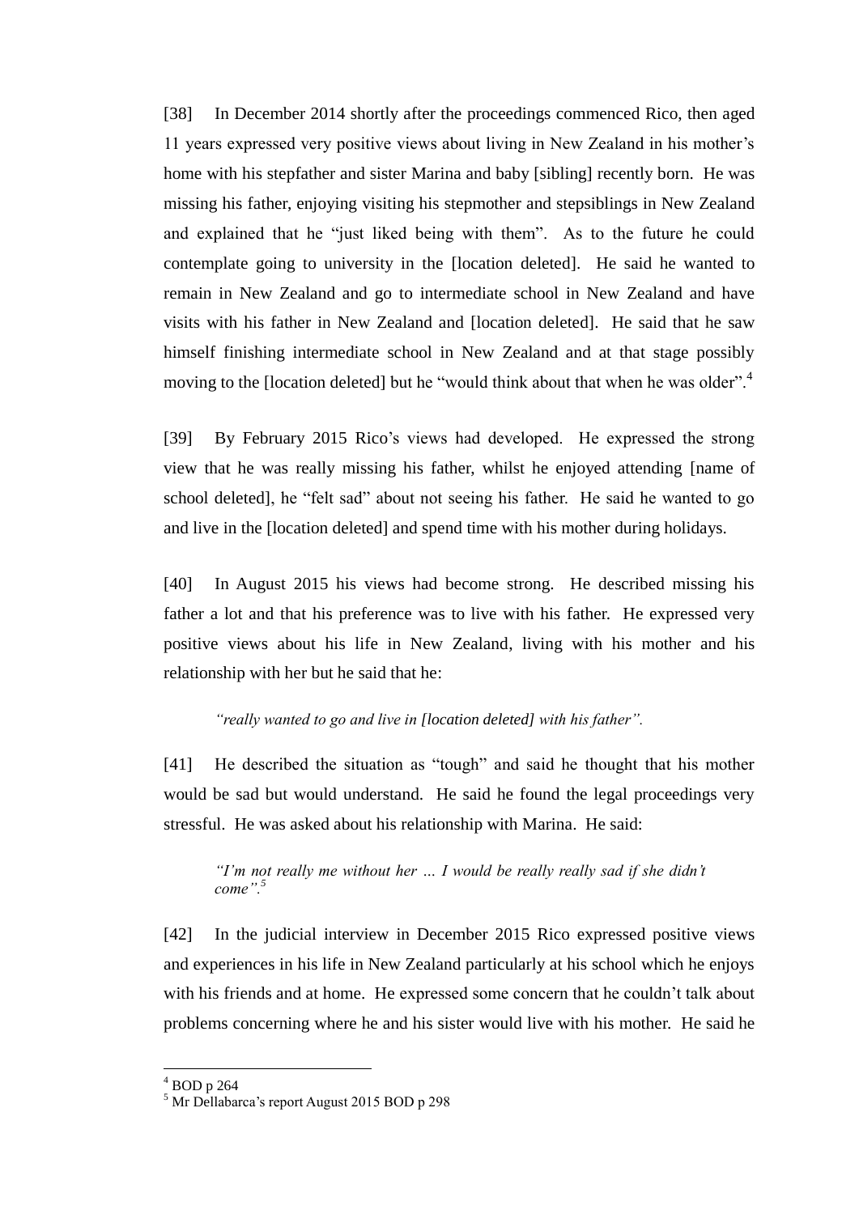[38] In December 2014 shortly after the proceedings commenced Rico, then aged 11 years expressed very positive views about living in New Zealand in his mother's home with his stepfather and sister Marina and baby [sibling] recently born. He was missing his father, enjoying visiting his stepmother and stepsiblings in New Zealand and explained that he "just liked being with them". As to the future he could contemplate going to university in the [location deleted]. He said he wanted to remain in New Zealand and go to intermediate school in New Zealand and have visits with his father in New Zealand and [location deleted]. He said that he saw himself finishing intermediate school in New Zealand and at that stage possibly moving to the [location deleted] but he "would think about that when he was older".[4]

[39] By February 2015 Rico's views had developed. He expressed the strong view that he was really missing his father, whilst he enjoyed attending [name of school deleted], he "felt sad" about not seeing his father. He said he wanted to go and live in the [location deleted] and spend time with his mother during holidays.

[40] In August 2015 his views had become strong. He described missing his father a lot and that his preference was to live with his father. He expressed very positive views about his life in New Zealand, living with his mother and his relationship with her but he said that he:

> *"really wanted to go and live in [location deleted] with his father".*

[41] He described the situation as "tough" and said he thought that his mother would be sad but would understand. He said he found the legal proceedings very stressful. He was asked about his relationship with Marina. He said:

> *"I'm not really me without her … I would be really really sad if she didn't come".*[5]

[42] In the judicial interview in December 2015 Rico expressed positive views and experiences in his life in New Zealand particularly at his school which he enjoys with his friends and at home. He expressed some concern that he couldn't talk about problems concerning where he and his sister would live with his mother. He said he

---

[4] BOD p 264

[5] Mr Dellabarca's report August 2015 BOD p 298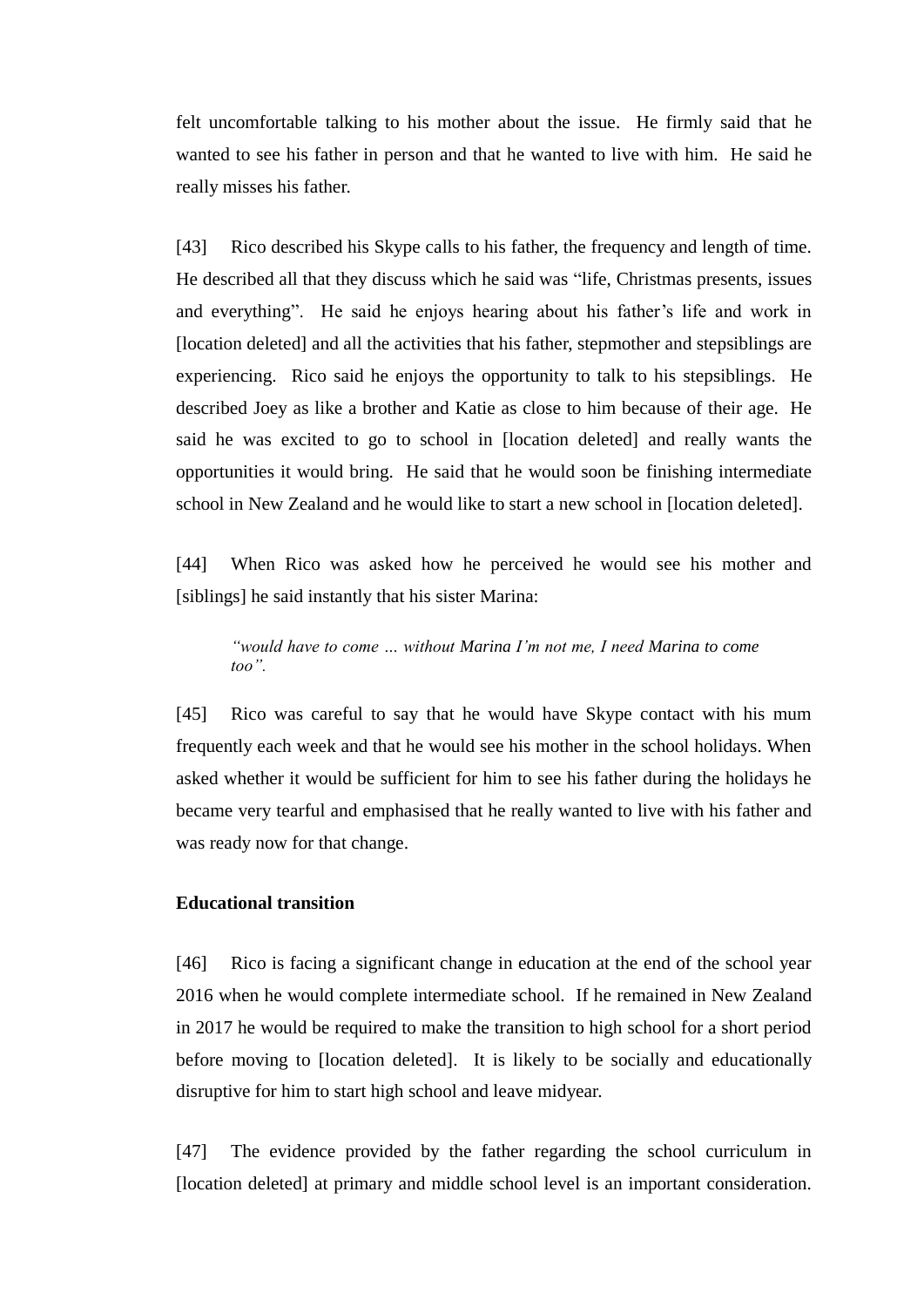felt uncomfortable talking to his mother about the issue. He firmly said that he wanted to see his father in person and that he wanted to live with him. He said he really misses his father.

[43] Rico described his Skype calls to his father, the frequency and length of time. He described all that they discuss which he said was "life, Christmas presents, issues and everything". He said he enjoys hearing about his father's life and work in [location deleted] and all the activities that his father, stepmother and stepsiblings are experiencing. Rico said he enjoys the opportunity to talk to his stepsiblings. He described Joey as like a brother and Katie as close to him because of their age. He said he was excited to go to school in [location deleted] and really wants the opportunities it would bring. He said that he would soon be finishing intermediate school in New Zealand and he would like to start a new school in [location deleted].

[44] When Rico was asked how he perceived he would see his mother and [siblings] he said instantly that his sister Marina:

> *"would have to come … without Marina I'm not me, I need Marina to come too".*

[45] Rico was careful to say that he would have Skype contact with his mum frequently each week and that he would see his mother in the school holidays. When asked whether it would be sufficient for him to see his father during the holidays he became very tearful and emphasised that he really wanted to live with his father and was ready now for that change.

**Educational transition**

[46] Rico is facing a significant change in education at the end of the school year 2016 when he would complete intermediate school. If he remained in New Zealand in 2017 he would be required to make the transition to high school for a short period before moving to [location deleted]. It is likely to be socially and educationally disruptive for him to start high school and leave midyear.

[47] The evidence provided by the father regarding the school curriculum in [location deleted] at primary and middle school level is an important consideration.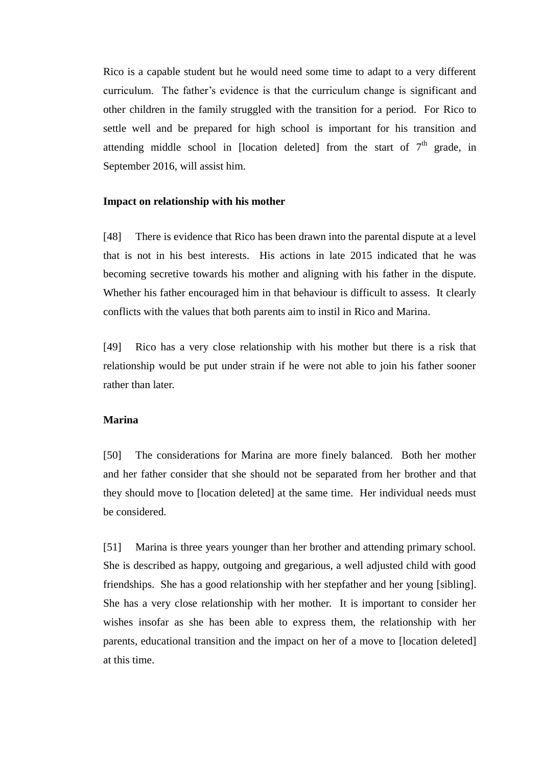Rico is a capable student but he would need some time to adapt to a very different curriculum. The father's evidence is that the curriculum change is significant and other children in the family struggled with the transition for a period. For Rico to settle well and be prepared for high school is important for his transition and attending middle school in [location deleted] from the start of 7th grade, in September 2016, will assist him.

**Impact on relationship with his mother**

[48] There is evidence that Rico has been drawn into the parental dispute at a level that is not in his best interests. His actions in late 2015 indicated that he was becoming secretive towards his mother and aligning with his father in the dispute. Whether his father encouraged him in that behaviour is difficult to assess. It clearly conflicts with the values that both parents aim to instil in Rico and Marina.

[49] Rico has a very close relationship with his mother but there is a risk that relationship would be put under strain if he were not able to join his father sooner rather than later.

**Marina**

[50] The considerations for Marina are more finely balanced. Both her mother and her father consider that she should not be separated from her brother and that they should move to [location deleted] at the same time. Her individual needs must be considered.

[51] Marina is three years younger than her brother and attending primary school. She is described as happy, outgoing and gregarious, a well adjusted child with good friendships. She has a good relationship with her stepfather and her young [sibling]. She has a very close relationship with her mother. It is important to consider her wishes insofar as she has been able to express them, the relationship with her parents, educational transition and the impact on her of a move to [location deleted] at this time.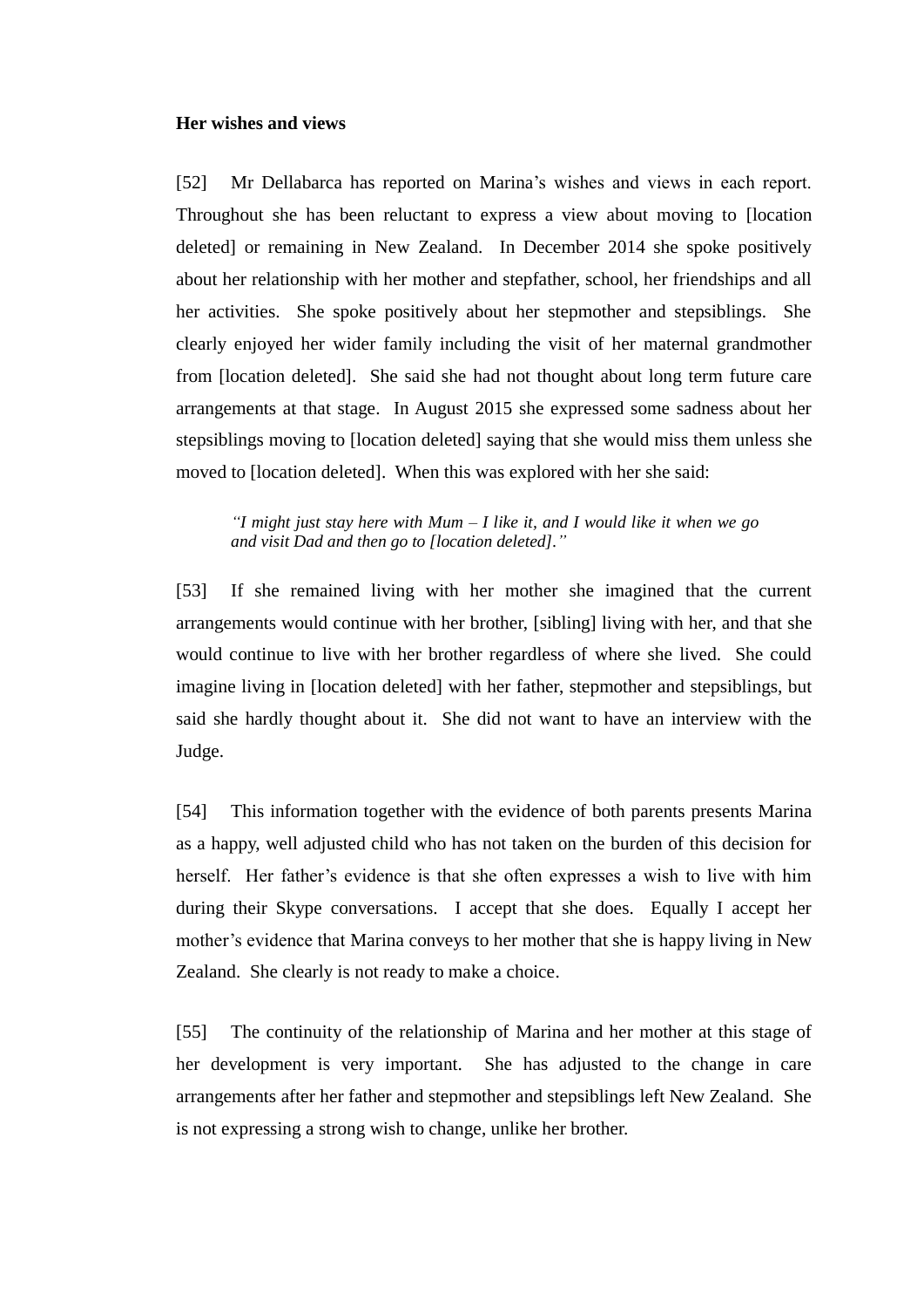**Her wishes and views**

[52] Mr Dellabarca has reported on Marina's wishes and views in each report. Throughout she has been reluctant to express a view about moving to [location deleted] or remaining in New Zealand. In December 2014 she spoke positively about her relationship with her mother and stepfather, school, her friendships and all her activities. She spoke positively about her stepmother and stepsiblings. She clearly enjoyed her wider family including the visit of her maternal grandmother from [location deleted]. She said she had not thought about long term future care arrangements at that stage. In August 2015 she expressed some sadness about her stepsiblings moving to [location deleted] saying that she would miss them unless she moved to [location deleted]. When this was explored with her she said:

> *"I might just stay here with Mum – I like it, and I would like it when we go and visit Dad and then go to [location deleted]."*

[53] If she remained living with her mother she imagined that the current arrangements would continue with her brother, [sibling] living with her, and that she would continue to live with her brother regardless of where she lived. She could imagine living in [location deleted] with her father, stepmother and stepsiblings, but said she hardly thought about it. She did not want to have an interview with the Judge.

[54] This information together with the evidence of both parents presents Marina as a happy, well adjusted child who has not taken on the burden of this decision for herself. Her father's evidence is that she often expresses a wish to live with him during their Skype conversations. I accept that she does. Equally I accept her mother's evidence that Marina conveys to her mother that she is happy living in New Zealand. She clearly is not ready to make a choice.

[55] The continuity of the relationship of Marina and her mother at this stage of her development is very important. She has adjusted to the change in care arrangements after her father and stepmother and stepsiblings left New Zealand. She is not expressing a strong wish to change, unlike her brother.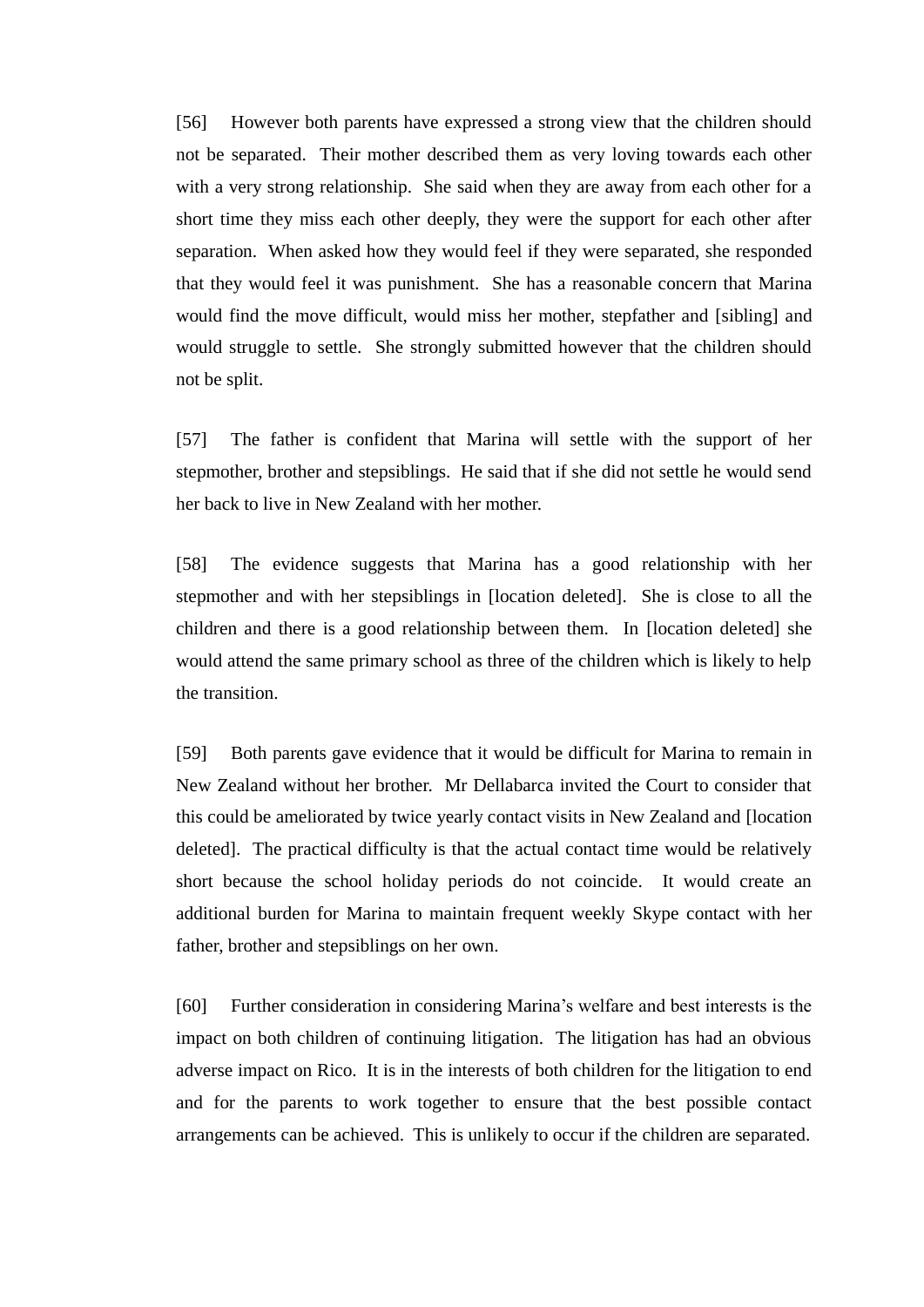[56] However both parents have expressed a strong view that the children should not be separated. Their mother described them as very loving towards each other with a very strong relationship. She said when they are away from each other for a short time they miss each other deeply, they were the support for each other after separation. When asked how they would feel if they were separated, she responded that they would feel it was punishment. She has a reasonable concern that Marina would find the move difficult, would miss her mother, stepfather and [sibling] and would struggle to settle. She strongly submitted however that the children should not be split.

[57] The father is confident that Marina will settle with the support of her stepmother, brother and stepsiblings. He said that if she did not settle he would send her back to live in New Zealand with her mother.

[58] The evidence suggests that Marina has a good relationship with her stepmother and with her stepsiblings in [location deleted]. She is close to all the children and there is a good relationship between them. In [location deleted] she would attend the same primary school as three of the children which is likely to help the transition.

[59] Both parents gave evidence that it would be difficult for Marina to remain in New Zealand without her brother. Mr Dellabarca invited the Court to consider that this could be ameliorated by twice yearly contact visits in New Zealand and [location deleted]. The practical difficulty is that the actual contact time would be relatively short because the school holiday periods do not coincide. It would create an additional burden for Marina to maintain frequent weekly Skype contact with her father, brother and stepsiblings on her own.

[60] Further consideration in considering Marina's welfare and best interests is the impact on both children of continuing litigation. The litigation has had an obvious adverse impact on Rico. It is in the interests of both children for the litigation to end and for the parents to work together to ensure that the best possible contact arrangements can be achieved. This is unlikely to occur if the children are separated.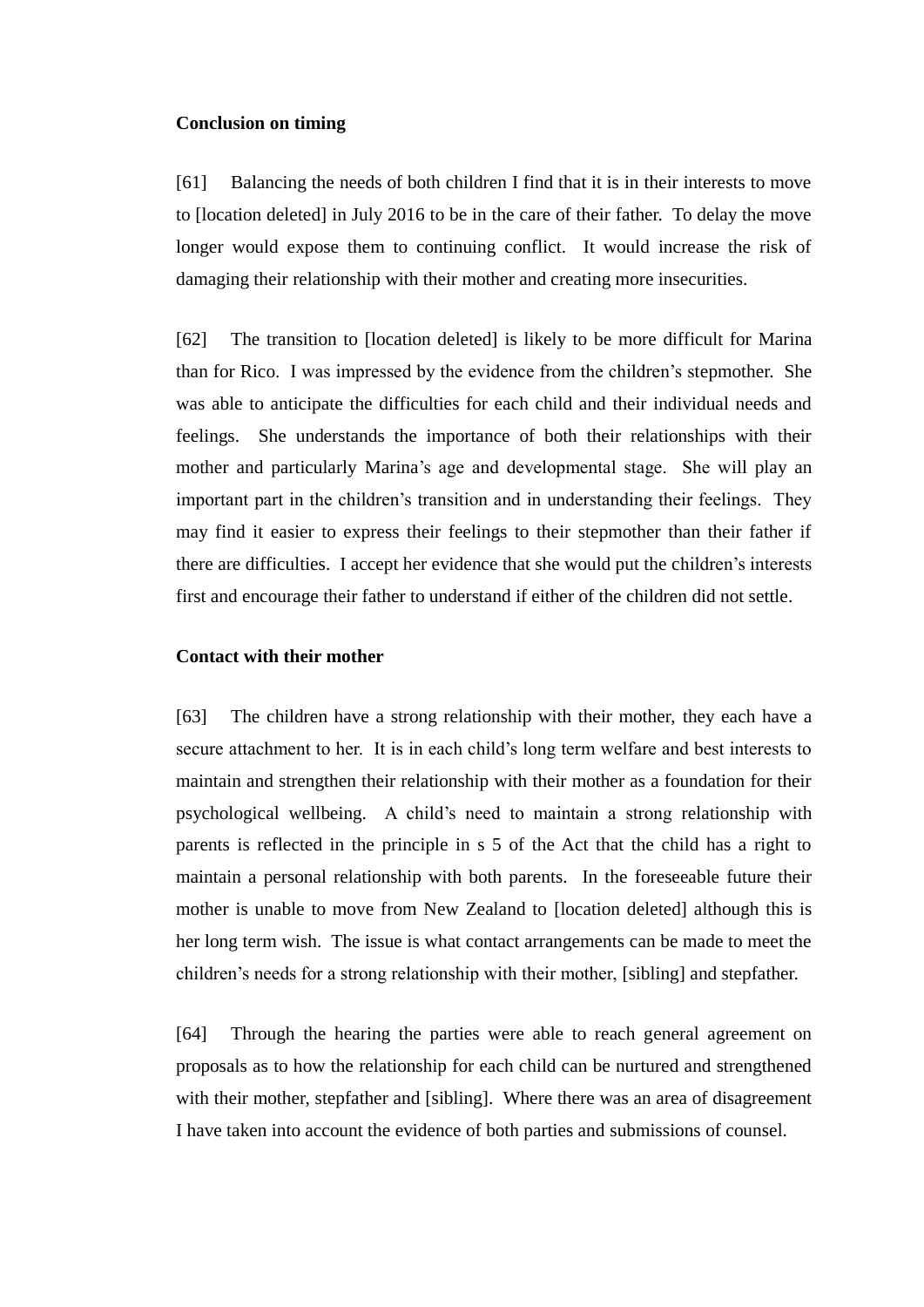**Conclusion on timing**

[61] Balancing the needs of both children I find that it is in their interests to move to [location deleted] in July 2016 to be in the care of their father. To delay the move longer would expose them to continuing conflict. It would increase the risk of damaging their relationship with their mother and creating more insecurities.

[62] The transition to [location deleted] is likely to be more difficult for Marina than for Rico. I was impressed by the evidence from the children's stepmother. She was able to anticipate the difficulties for each child and their individual needs and feelings. She understands the importance of both their relationships with their mother and particularly Marina's age and developmental stage. She will play an important part in the children's transition and in understanding their feelings. They may find it easier to express their feelings to their stepmother than their father if there are difficulties. I accept her evidence that she would put the children's interests first and encourage their father to understand if either of the children did not settle.

**Contact with their mother**

[63] The children have a strong relationship with their mother, they each have a secure attachment to her. It is in each child's long term welfare and best interests to maintain and strengthen their relationship with their mother as a foundation for their psychological wellbeing. A child's need to maintain a strong relationship with parents is reflected in the principle in s 5 of the Act that the child has a right to maintain a personal relationship with both parents. In the foreseeable future their mother is unable to move from New Zealand to [location deleted] although this is her long term wish. The issue is what contact arrangements can be made to meet the children's needs for a strong relationship with their mother, [sibling] and stepfather.

[64] Through the hearing the parties were able to reach general agreement on proposals as to how the relationship for each child can be nurtured and strengthened with their mother, stepfather and [sibling]. Where there was an area of disagreement I have taken into account the evidence of both parties and submissions of counsel.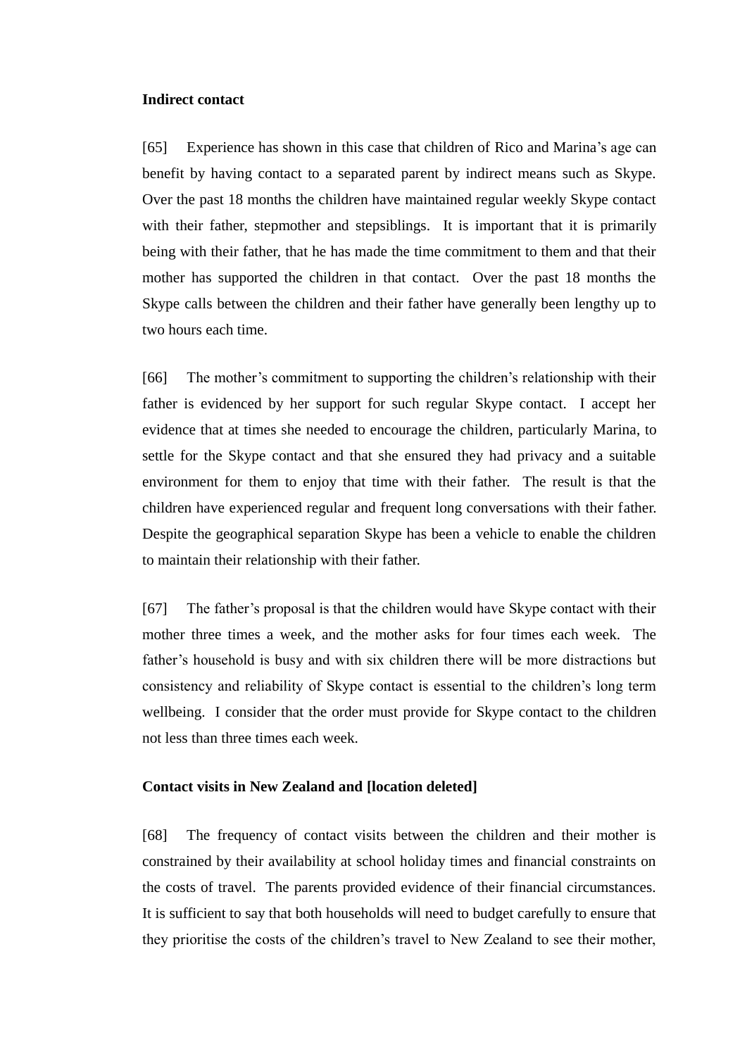**Indirect contact**

[65] Experience has shown in this case that children of Rico and Marina's age can benefit by having contact to a separated parent by indirect means such as Skype. Over the past 18 months the children have maintained regular weekly Skype contact with their father, stepmother and stepsiblings. It is important that it is primarily being with their father, that he has made the time commitment to them and that their mother has supported the children in that contact. Over the past 18 months the Skype calls between the children and their father have generally been lengthy up to two hours each time.

[66] The mother's commitment to supporting the children's relationship with their father is evidenced by her support for such regular Skype contact. I accept her evidence that at times she needed to encourage the children, particularly Marina, to settle for the Skype contact and that she ensured they had privacy and a suitable environment for them to enjoy that time with their father. The result is that the children have experienced regular and frequent long conversations with their father. Despite the geographical separation Skype has been a vehicle to enable the children to maintain their relationship with their father.

[67] The father's proposal is that the children would have Skype contact with their mother three times a week, and the mother asks for four times each week. The father's household is busy and with six children there will be more distractions but consistency and reliability of Skype contact is essential to the children's long term wellbeing. I consider that the order must provide for Skype contact to the children not less than three times each week.

**Contact visits in New Zealand and [location deleted]**

[68] The frequency of contact visits between the children and their mother is constrained by their availability at school holiday times and financial constraints on the costs of travel. The parents provided evidence of their financial circumstances. It is sufficient to say that both households will need to budget carefully to ensure that they prioritise the costs of the children's travel to New Zealand to see their mother,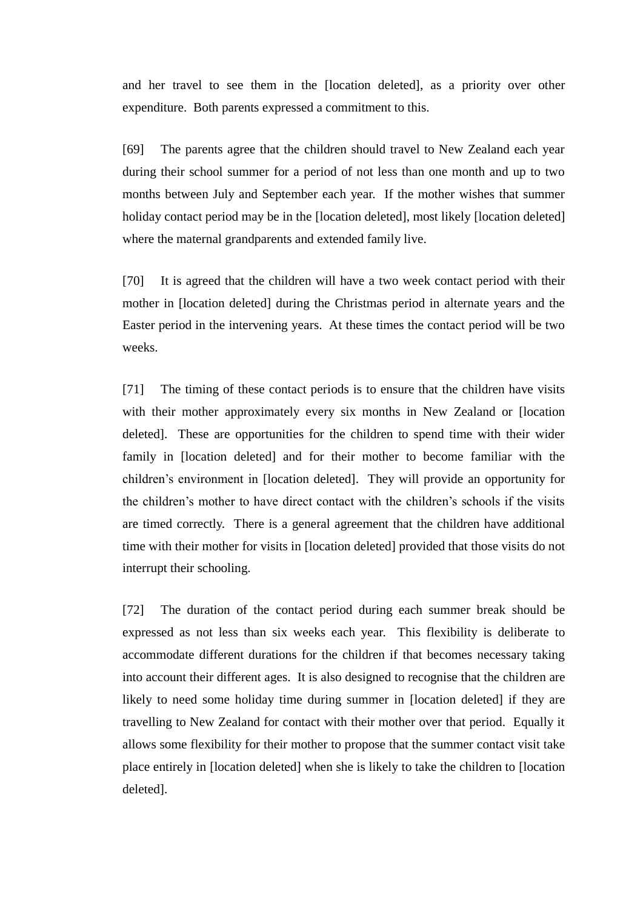and her travel to see them in the [location deleted], as a priority over other expenditure. Both parents expressed a commitment to this.

[69] The parents agree that the children should travel to New Zealand each year during their school summer for a period of not less than one month and up to two months between July and September each year. If the mother wishes that summer holiday contact period may be in the [location deleted], most likely [location deleted] where the maternal grandparents and extended family live.

[70] It is agreed that the children will have a two week contact period with their mother in [location deleted] during the Christmas period in alternate years and the Easter period in the intervening years. At these times the contact period will be two weeks.

[71] The timing of these contact periods is to ensure that the children have visits with their mother approximately every six months in New Zealand or [location deleted]. These are opportunities for the children to spend time with their wider family in [location deleted] and for their mother to become familiar with the children's environment in [location deleted]. They will provide an opportunity for the children's mother to have direct contact with the children's schools if the visits are timed correctly. There is a general agreement that the children have additional time with their mother for visits in [location deleted] provided that those visits do not interrupt their schooling.

[72] The duration of the contact period during each summer break should be expressed as not less than six weeks each year. This flexibility is deliberate to accommodate different durations for the children if that becomes necessary taking into account their different ages. It is also designed to recognise that the children are likely to need some holiday time during summer in [location deleted] if they are travelling to New Zealand for contact with their mother over that period. Equally it allows some flexibility for their mother to propose that the summer contact visit take place entirely in [location deleted] when she is likely to take the children to [location deleted].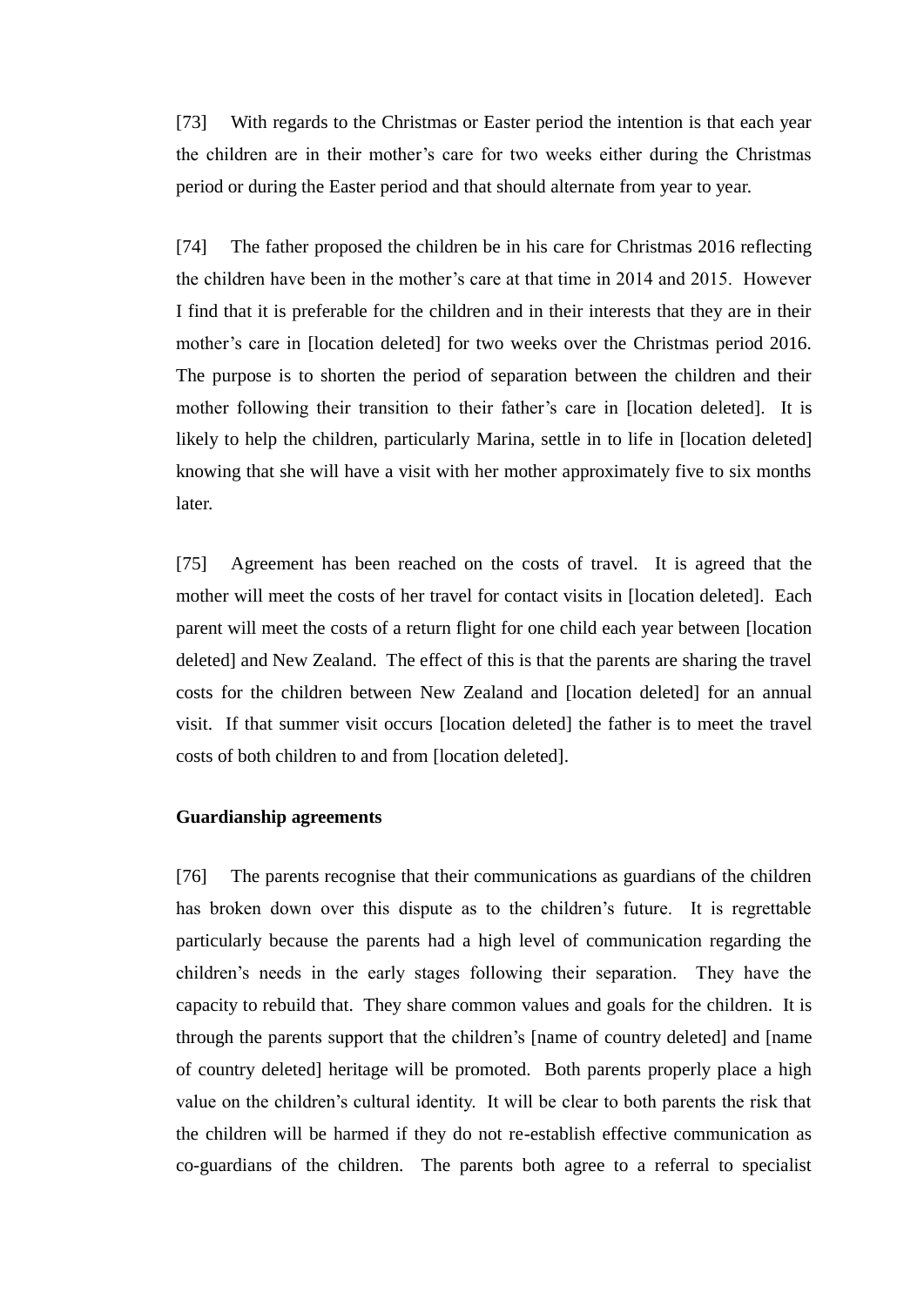[73] With regards to the Christmas or Easter period the intention is that each year the children are in their mother's care for two weeks either during the Christmas period or during the Easter period and that should alternate from year to year.

[74] The father proposed the children be in his care for Christmas 2016 reflecting the children have been in the mother's care at that time in 2014 and 2015. However I find that it is preferable for the children and in their interests that they are in their mother's care in [location deleted] for two weeks over the Christmas period 2016. The purpose is to shorten the period of separation between the children and their mother following their transition to their father's care in [location deleted]. It is likely to help the children, particularly Marina, settle in to life in [location deleted] knowing that she will have a visit with her mother approximately five to six months later.

[75] Agreement has been reached on the costs of travel. It is agreed that the mother will meet the costs of her travel for contact visits in [location deleted]. Each parent will meet the costs of a return flight for one child each year between [location deleted] and New Zealand. The effect of this is that the parents are sharing the travel costs for the children between New Zealand and [location deleted] for an annual visit. If that summer visit occurs [location deleted] the father is to meet the travel costs of both children to and from [location deleted].

**Guardianship agreements**

[76] The parents recognise that their communications as guardians of the children has broken down over this dispute as to the children's future. It is regrettable particularly because the parents had a high level of communication regarding the children's needs in the early stages following their separation. They have the capacity to rebuild that. They share common values and goals for the children. It is through the parents support that the children's [name of country deleted] and [name of country deleted] heritage will be promoted. Both parents properly place a high value on the children's cultural identity. It will be clear to both parents the risk that the children will be harmed if they do not re-establish effective communication as co-guardians of the children. The parents both agree to a referral to specialist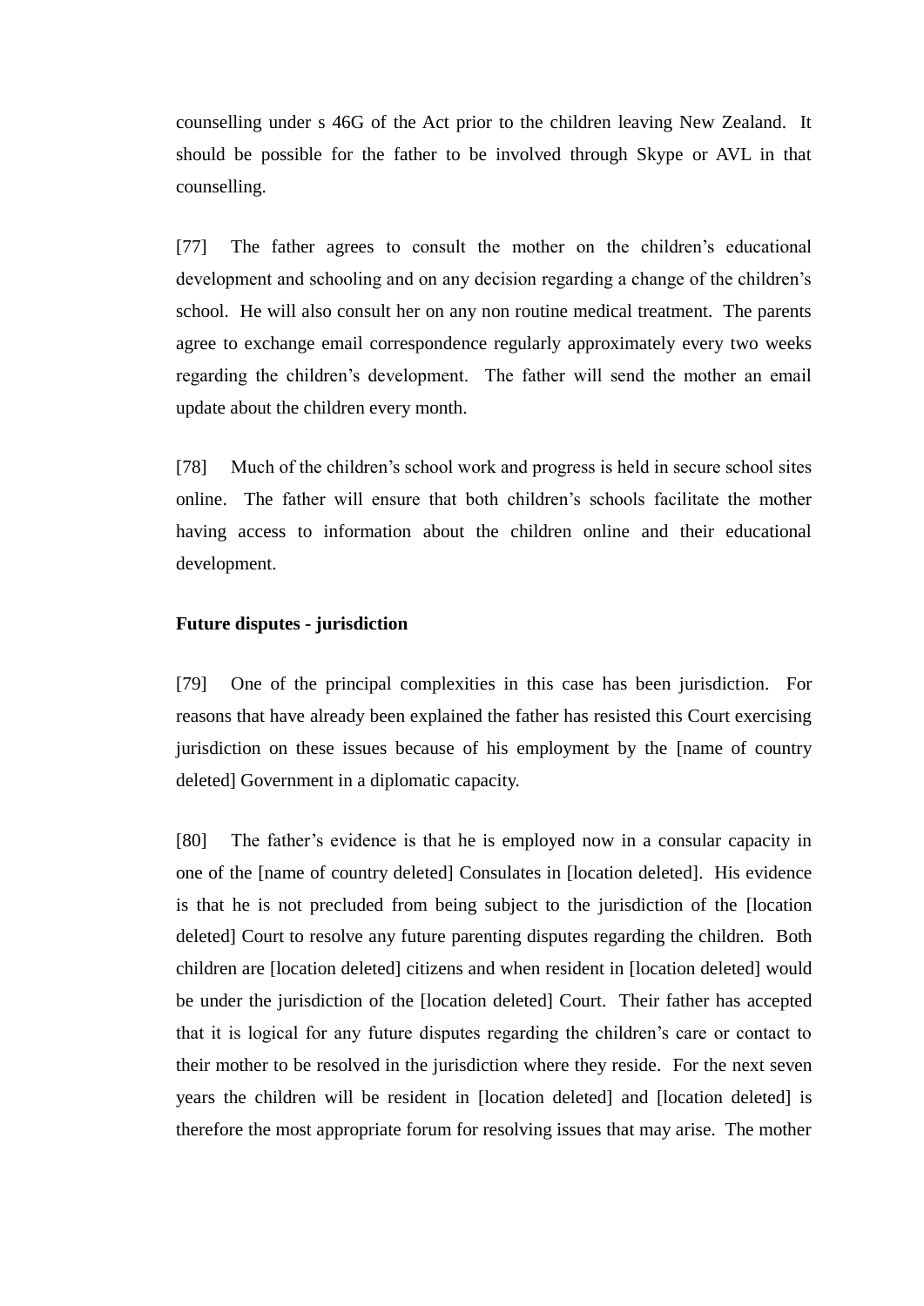counselling under s 46G of the Act prior to the children leaving New Zealand. It should be possible for the father to be involved through Skype or AVL in that counselling.

[77] The father agrees to consult the mother on the children's educational development and schooling and on any decision regarding a change of the children's school. He will also consult her on any non routine medical treatment. The parents agree to exchange email correspondence regularly approximately every two weeks regarding the children's development. The father will send the mother an email update about the children every month.

[78] Much of the children's school work and progress is held in secure school sites online. The father will ensure that both children's schools facilitate the mother having access to information about the children online and their educational development.

**Future disputes - jurisdiction**

[79] One of the principal complexities in this case has been jurisdiction. For reasons that have already been explained the father has resisted this Court exercising jurisdiction on these issues because of his employment by the [name of country deleted] Government in a diplomatic capacity.

[80] The father's evidence is that he is employed now in a consular capacity in one of the [name of country deleted] Consulates in [location deleted]. His evidence is that he is not precluded from being subject to the jurisdiction of the [location deleted] Court to resolve any future parenting disputes regarding the children. Both children are [location deleted] citizens and when resident in [location deleted] would be under the jurisdiction of the [location deleted] Court. Their father has accepted that it is logical for any future disputes regarding the children's care or contact to their mother to be resolved in the jurisdiction where they reside. For the next seven years the children will be resident in [location deleted] and [location deleted] is therefore the most appropriate forum for resolving issues that may arise. The mother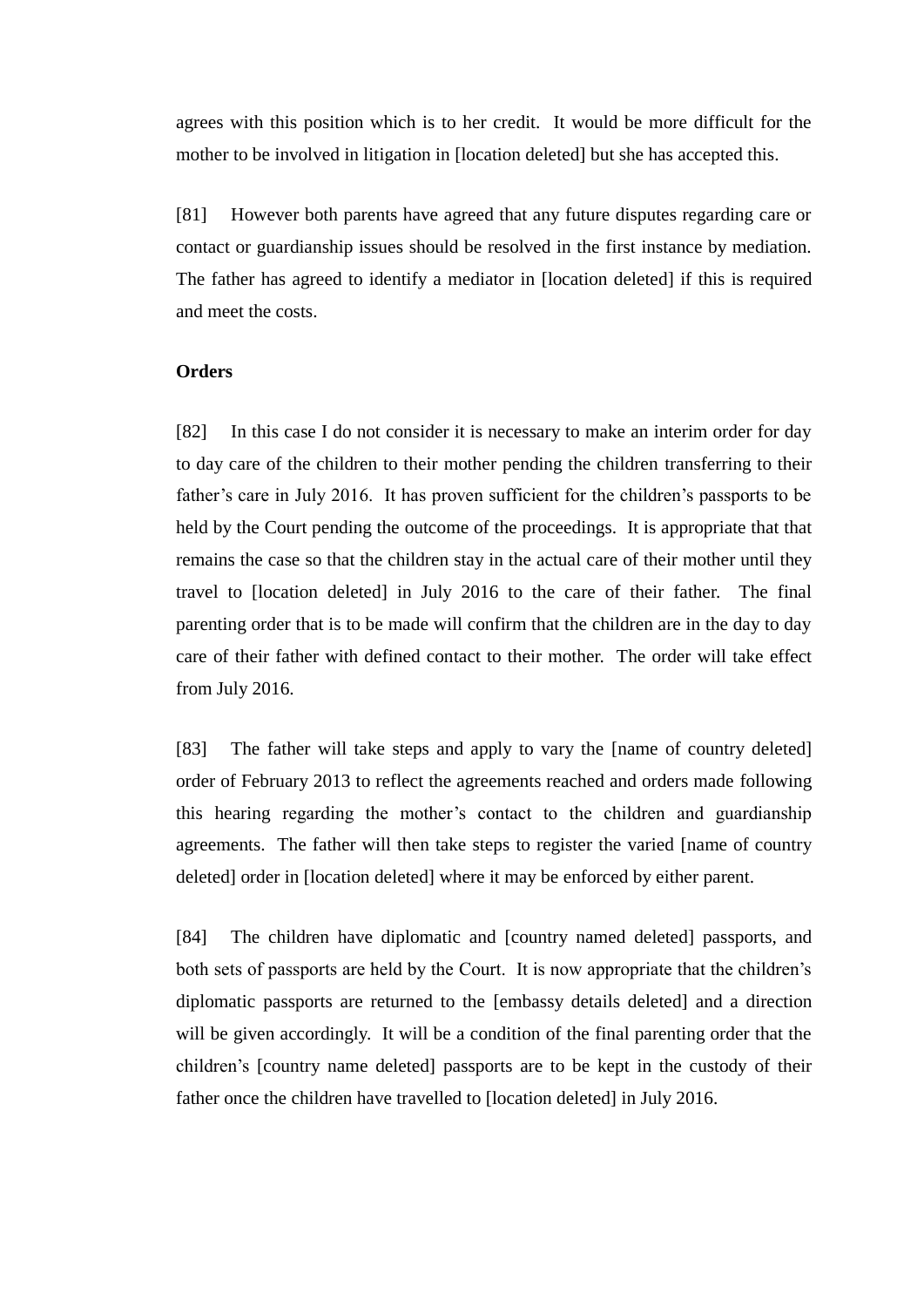agrees with this position which is to her credit. It would be more difficult for the mother to be involved in litigation in [location deleted] but she has accepted this.

[81] However both parents have agreed that any future disputes regarding care or contact or guardianship issues should be resolved in the first instance by mediation. The father has agreed to identify a mediator in [location deleted] if this is required and meet the costs.

**Orders**

[82] In this case I do not consider it is necessary to make an interim order for day to day care of the children to their mother pending the children transferring to their father's care in July 2016. It has proven sufficient for the children's passports to be held by the Court pending the outcome of the proceedings. It is appropriate that that remains the case so that the children stay in the actual care of their mother until they travel to [location deleted] in July 2016 to the care of their father. The final parenting order that is to be made will confirm that the children are in the day to day care of their father with defined contact to their mother. The order will take effect from July 2016.

[83] The father will take steps and apply to vary the [name of country deleted] order of February 2013 to reflect the agreements reached and orders made following this hearing regarding the mother's contact to the children and guardianship agreements. The father will then take steps to register the varied [name of country deleted] order in [location deleted] where it may be enforced by either parent.

[84] The children have diplomatic and [country named deleted] passports, and both sets of passports are held by the Court. It is now appropriate that the children's diplomatic passports are returned to the [embassy details deleted] and a direction will be given accordingly. It will be a condition of the final parenting order that the children's [country name deleted] passports are to be kept in the custody of their father once the children have travelled to [location deleted] in July 2016.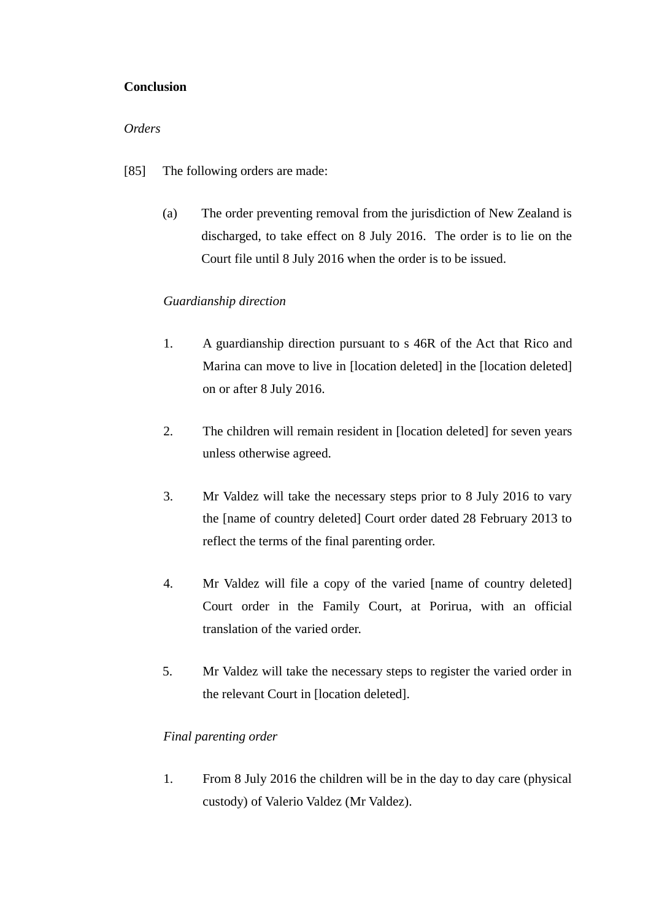**Conclusion**

*Orders*

[85] The following orders are made:

(a) The order preventing removal from the jurisdiction of New Zealand is discharged, to take effect on 8 July 2016. The order is to lie on the Court file until 8 July 2016 when the order is to be issued.

*Guardianship direction*

1. A guardianship direction pursuant to s 46R of the Act that Rico and Marina can move to live in [location deleted] in the [location deleted] on or after 8 July 2016.

2. The children will remain resident in [location deleted] for seven years unless otherwise agreed.

3. Mr Valdez will take the necessary steps prior to 8 July 2016 to vary the [name of country deleted] Court order dated 28 February 2013 to reflect the terms of the final parenting order.

4. Mr Valdez will file a copy of the varied [name of country deleted] Court order in the Family Court, at Porirua, with an official translation of the varied order.

5. Mr Valdez will take the necessary steps to register the varied order in the relevant Court in [location deleted].

*Final parenting order*

1. From 8 July 2016 the children will be in the day to day care (physical custody) of Valerio Valdez (Mr Valdez).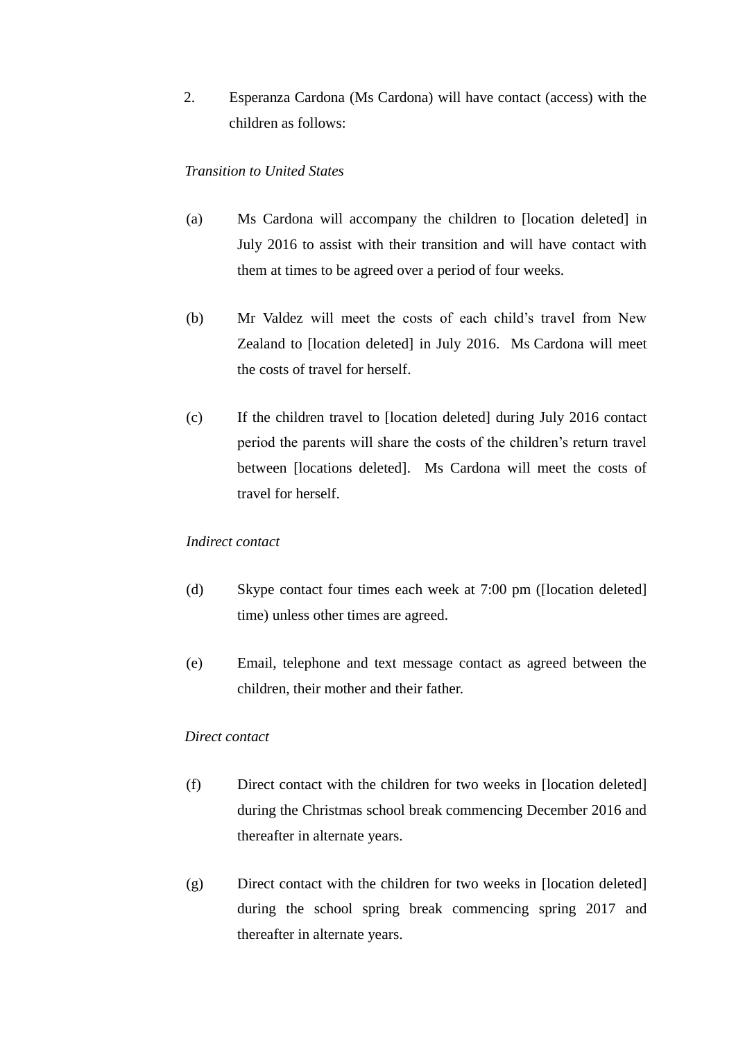2. Esperanza Cardona (Ms Cardona) will have contact (access) with the children as follows:

*Transition to United States*

(a) Ms Cardona will accompany the children to [location deleted] in July 2016 to assist with their transition and will have contact with them at times to be agreed over a period of four weeks.

(b) Mr Valdez will meet the costs of each child's travel from New Zealand to [location deleted] in July 2016. Ms Cardona will meet the costs of travel for herself.

(c) If the children travel to [location deleted] during July 2016 contact period the parents will share the costs of the children's return travel between [locations deleted]. Ms Cardona will meet the costs of travel for herself.

*Indirect contact*

(d) Skype contact four times each week at 7:00 pm ([location deleted] time) unless other times are agreed.

(e) Email, telephone and text message contact as agreed between the children, their mother and their father.

*Direct contact*

(f) Direct contact with the children for two weeks in [location deleted] during the Christmas school break commencing December 2016 and thereafter in alternate years.

(g) Direct contact with the children for two weeks in [location deleted] during the school spring break commencing spring 2017 and thereafter in alternate years.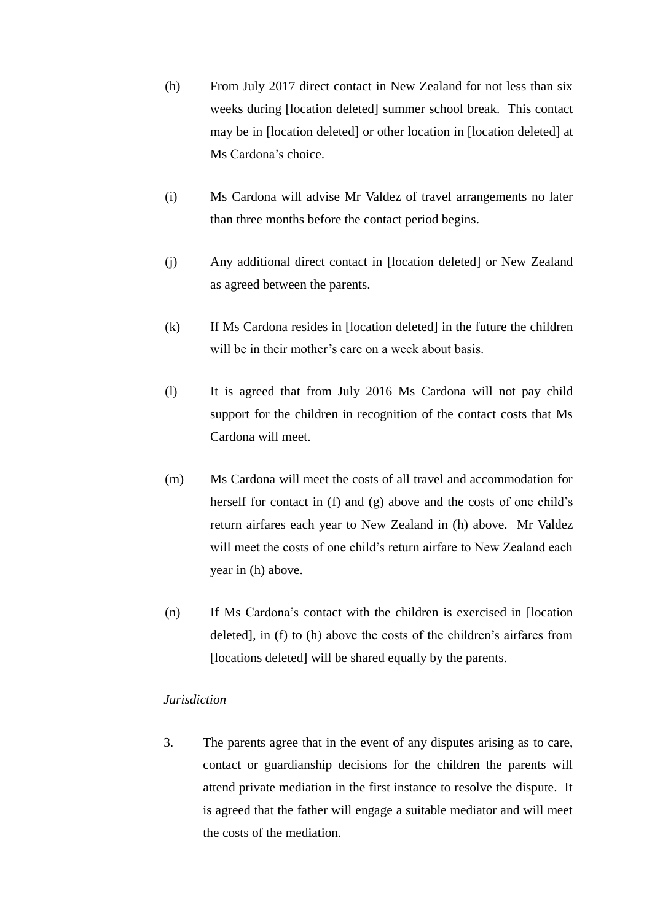(h) From July 2017 direct contact in New Zealand for not less than six weeks during [location deleted] summer school break. This contact may be in [location deleted] or other location in [location deleted] at Ms Cardona's choice.

(i) Ms Cardona will advise Mr Valdez of travel arrangements no later than three months before the contact period begins.

(j) Any additional direct contact in [location deleted] or New Zealand as agreed between the parents.

(k) If Ms Cardona resides in [location deleted] in the future the children will be in their mother's care on a week about basis.

(l) It is agreed that from July 2016 Ms Cardona will not pay child support for the children in recognition of the contact costs that Ms Cardona will meet.

(m) Ms Cardona will meet the costs of all travel and accommodation for herself for contact in (f) and (g) above and the costs of one child's return airfares each year to New Zealand in (h) above. Mr Valdez will meet the costs of one child's return airfare to New Zealand each year in (h) above.

(n) If Ms Cardona's contact with the children is exercised in [location deleted], in (f) to (h) above the costs of the children's airfares from [locations deleted] will be shared equally by the parents.

*Jurisdiction*

3. The parents agree that in the event of any disputes arising as to care, contact or guardianship decisions for the children the parents will attend private mediation in the first instance to resolve the dispute. It is agreed that the father will engage a suitable mediator and will meet the costs of the mediation.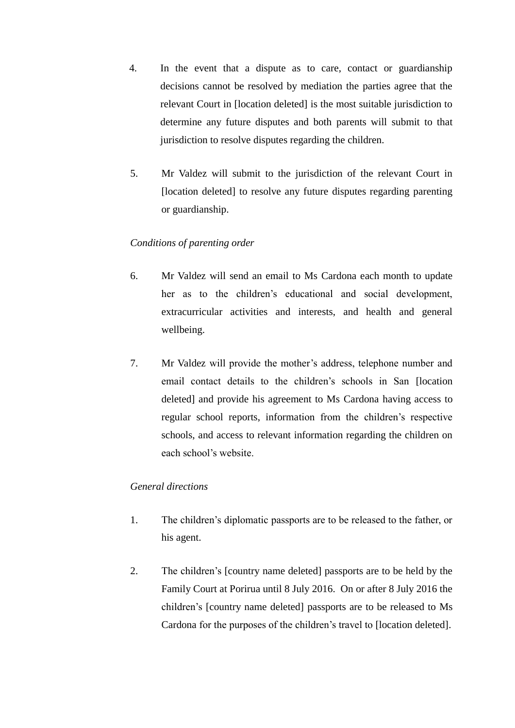4. In the event that a dispute as to care, contact or guardianship decisions cannot be resolved by mediation the parties agree that the relevant Court in [location deleted] is the most suitable jurisdiction to determine any future disputes and both parents will submit to that jurisdiction to resolve disputes regarding the children.

5. Mr Valdez will submit to the jurisdiction of the relevant Court in [location deleted] to resolve any future disputes regarding parenting or guardianship.

*Conditions of parenting order*

6. Mr Valdez will send an email to Ms Cardona each month to update her as to the children's educational and social development, extracurricular activities and interests, and health and general wellbeing.

7. Mr Valdez will provide the mother's address, telephone number and email contact details to the children's schools in San [location deleted] and provide his agreement to Ms Cardona having access to regular school reports, information from the children's respective schools, and access to relevant information regarding the children on each school's website.

*General directions*

1. The children's diplomatic passports are to be released to the father, or his agent.

2. The children's [country name deleted] passports are to be held by the Family Court at Porirua until 8 July 2016. On or after 8 July 2016 the children's [country name deleted] passports are to be released to Ms Cardona for the purposes of the children's travel to [location deleted].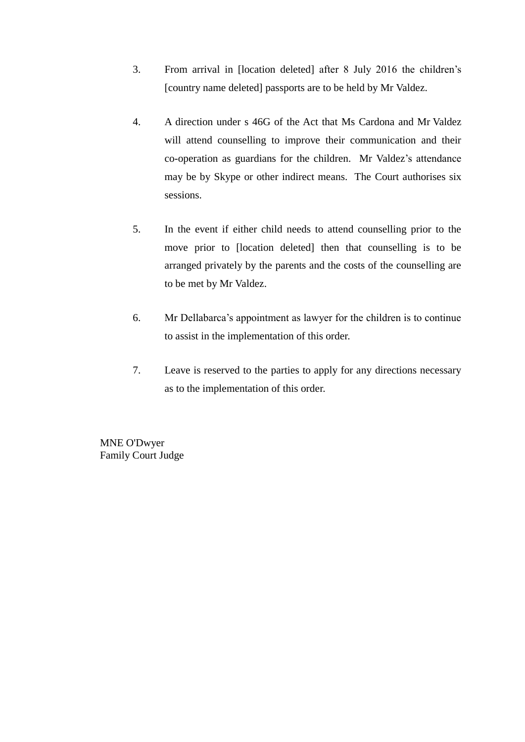3. From arrival in [location deleted] after 8 July 2016 the children's [country name deleted] passports are to be held by Mr Valdez.

4. A direction under s 46G of the Act that Ms Cardona and Mr Valdez will attend counselling to improve their communication and their co-operation as guardians for the children. Mr Valdez's attendance may be by Skype or other indirect means. The Court authorises six sessions.

5. In the event if either child needs to attend counselling prior to the move prior to [location deleted] then that counselling is to be arranged privately by the parents and the costs of the counselling are to be met by Mr Valdez.

6. Mr Dellabarca's appointment as lawyer for the children is to continue to assist in the implementation of this order.

7. Leave is reserved to the parties to apply for any directions necessary as to the implementation of this order.

MNE O'Dwyer
Family Court Judge